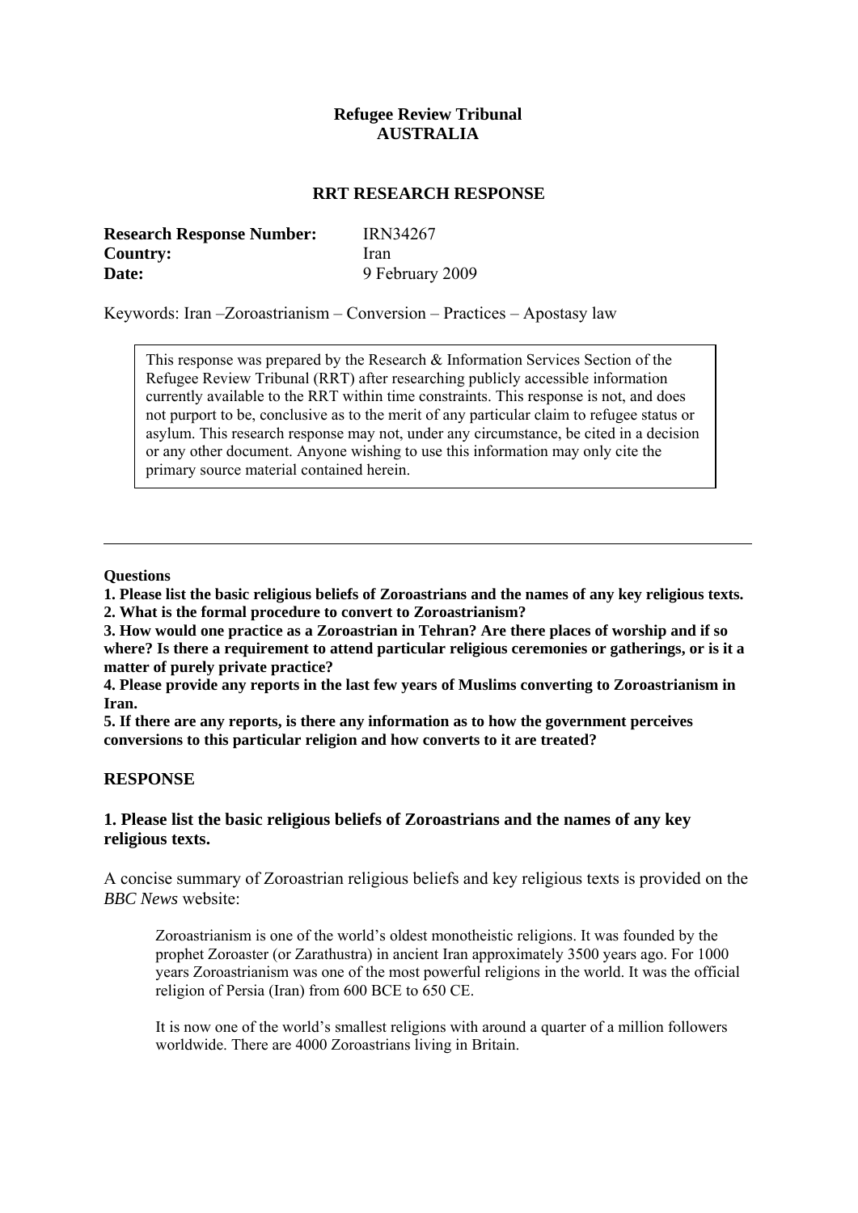**Refugee Review Tribunal**
**AUSTRALIA**

## RRT RESEARCH RESPONSE

**Research Response Number:** IRN34267
**Country:** Iran
**Date:** 9 February 2009

Keywords: Iran –Zoroastrianism – Conversion – Practices – Apostasy law

> This response was prepared by the Research & Information Services Section of the Refugee Review Tribunal (RRT) after researching publicly accessible information currently available to the RRT within time constraints. This response is not, and does not purport to be, conclusive as to the merit of any particular claim to refugee status or asylum. This research response may not, under any circumstance, be cited in a decision or any other document. Anyone wishing to use this information may only cite the primary source material contained herein.

---

**Questions**

**1. Please list the basic religious beliefs of Zoroastrians and the names of any key religious texts.**
**2. What is the formal procedure to convert to Zoroastrianism?**
**3. How would one practice as a Zoroastrian in Tehran? Are there places of worship and if so where? Is there a requirement to attend particular religious ceremonies or gatherings, or is it a matter of purely private practice?**
**4. Please provide any reports in the last few years of Muslims converting to Zoroastrianism in Iran.**
**5. If there are any reports, is there any information as to how the government perceives conversions to this particular religion and how converts to it are treated?**

## RESPONSE

### 1. Please list the basic religious beliefs of Zoroastrians and the names of any key religious texts.

A concise summary of Zoroastrian religious beliefs and key religious texts is provided on the *BBC News* website:

> Zoroastrianism is one of the world's oldest monotheistic religions. It was founded by the prophet Zoroaster (or Zarathustra) in ancient Iran approximately 3500 years ago. For 1000 years Zoroastrianism was one of the most powerful religions in the world. It was the official religion of Persia (Iran) from 600 BCE to 650 CE.
>
> It is now one of the world's smallest religions with around a quarter of a million followers worldwide. There are 4000 Zoroastrians living in Britain.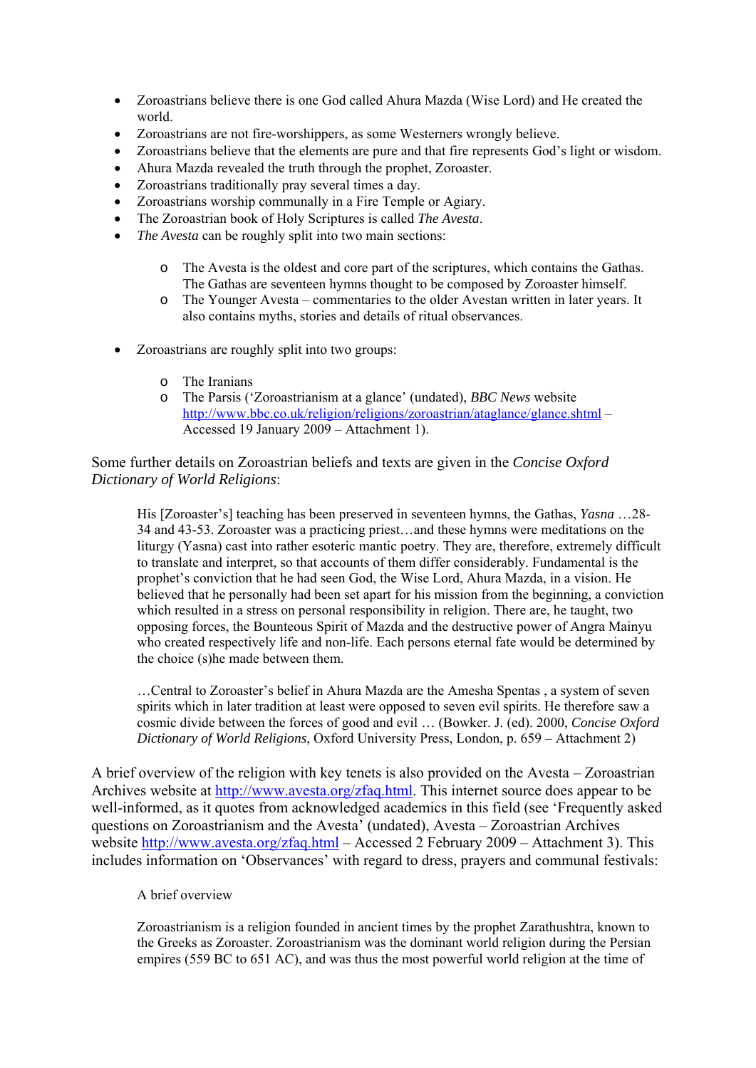- Zoroastrians believe there is one God called Ahura Mazda (Wise Lord) and He created the world.
- Zoroastrians are not fire-worshippers, as some Westerners wrongly believe.
- Zoroastrians believe that the elements are pure and that fire represents God's light or wisdom.
- Ahura Mazda revealed the truth through the prophet, Zoroaster.
- Zoroastrians traditionally pray several times a day.
- Zoroastrians worship communally in a Fire Temple or Agiary.
- The Zoroastrian book of Holy Scriptures is called *The Avesta*.
- *The Avesta* can be roughly split into two main sections:

  - The Avesta is the oldest and core part of the scriptures, which contains the Gathas. The Gathas are seventeen hymns thought to be composed by Zoroaster himself.
  - The Younger Avesta – commentaries to the older Avestan written in later years. It also contains myths, stories and details of ritual observances.

- Zoroastrians are roughly split into two groups:

  - The Iranians
  - The Parsis ('Zoroastrianism at a glance' (undated), *BBC News* website http://www.bbc.co.uk/religion/religions/zoroastrian/ataglance/glance.shtml – Accessed 19 January 2009 – Attachment 1).

Some further details on Zoroastrian beliefs and texts are given in the *Concise Oxford Dictionary of World Religions*:

> His [Zoroaster's] teaching has been preserved in seventeen hymns, the Gathas, *Yasna* …28-34 and 43-53. Zoroaster was a practicing priest…and these hymns were meditations on the liturgy (Yasna) cast into rather esoteric mantic poetry. They are, therefore, extremely difficult to translate and interpret, so that accounts of them differ considerably. Fundamental is the prophet's conviction that he had seen God, the Wise Lord, Ahura Mazda, in a vision. He believed that he personally had been set apart for his mission from the beginning, a conviction which resulted in a stress on personal responsibility in religion. There are, he taught, two opposing forces, the Bounteous Spirit of Mazda and the destructive power of Angra Mainyu who created respectively life and non-life. Each persons eternal fate would be determined by the choice (s)he made between them.
>
> …Central to Zoroaster's belief in Ahura Mazda are the Amesha Spentas , a system of seven spirits which in later tradition at least were opposed to seven evil spirits. He therefore saw a cosmic divide between the forces of good and evil … (Bowker. J. (ed). 2000, *Concise Oxford Dictionary of World Religions*, Oxford University Press, London, p. 659 – Attachment 2)

A brief overview of the religion with key tenets is also provided on the Avesta – Zoroastrian Archives website at http://www.avesta.org/zfaq.html. This internet source does appear to be well-informed, as it quotes from acknowledged academics in this field (see 'Frequently asked questions on Zoroastrianism and the Avesta' (undated), Avesta – Zoroastrian Archives website http://www.avesta.org/zfaq.html – Accessed 2 February 2009 – Attachment 3). This includes information on 'Observances' with regard to dress, prayers and communal festivals:

> A brief overview
>
> Zoroastrianism is a religion founded in ancient times by the prophet Zarathushtra, known to the Greeks as Zoroaster. Zoroastrianism was the dominant world religion during the Persian empires (559 BC to 651 AC), and was thus the most powerful world religion at the time of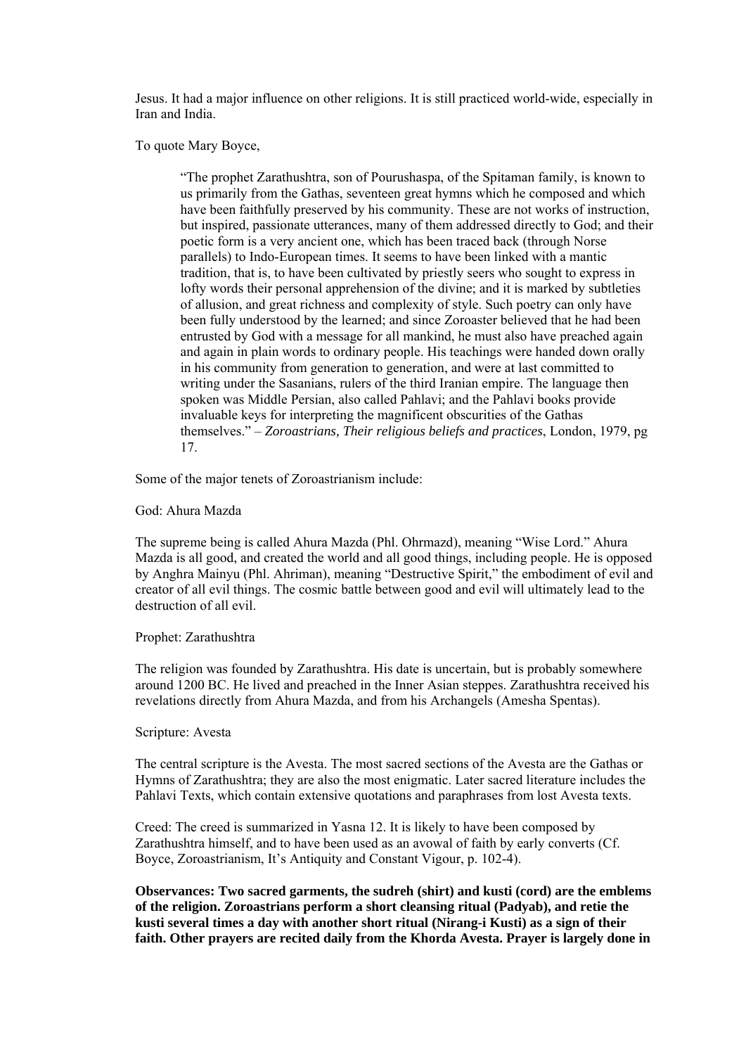Jesus. It had a major influence on other religions. It is still practiced world-wide, especially in Iran and India.

To quote Mary Boyce,

> "The prophet Zarathushtra, son of Pourushaspa, of the Spitaman family, is known to us primarily from the Gathas, seventeen great hymns which he composed and which have been faithfully preserved by his community. These are not works of instruction, but inspired, passionate utterances, many of them addressed directly to God; and their poetic form is a very ancient one, which has been traced back (through Norse parallels) to Indo-European times. It seems to have been linked with a mantic tradition, that is, to have been cultivated by priestly seers who sought to express in lofty words their personal apprehension of the divine; and it is marked by subtleties of allusion, and great richness and complexity of style. Such poetry can only have been fully understood by the learned; and since Zoroaster believed that he had been entrusted by God with a message for all mankind, he must also have preached again and again in plain words to ordinary people. His teachings were handed down orally in his community from generation to generation, and were at last committed to writing under the Sasanians, rulers of the third Iranian empire. The language then spoken was Middle Persian, also called Pahlavi; and the Pahlavi books provide invaluable keys for interpreting the magnificent obscurities of the Gathas themselves." – *Zoroastrians, Their religious beliefs and practices*, London, 1979, pg 17.

Some of the major tenets of Zoroastrianism include:

God: Ahura Mazda

The supreme being is called Ahura Mazda (Phl. Ohrmazd), meaning "Wise Lord." Ahura Mazda is all good, and created the world and all good things, including people. He is opposed by Anghra Mainyu (Phl. Ahriman), meaning "Destructive Spirit," the embodiment of evil and creator of all evil things. The cosmic battle between good and evil will ultimately lead to the destruction of all evil.

Prophet: Zarathushtra

The religion was founded by Zarathushtra. His date is uncertain, but is probably somewhere around 1200 BC. He lived and preached in the Inner Asian steppes. Zarathushtra received his revelations directly from Ahura Mazda, and from his Archangels (Amesha Spentas).

Scripture: Avesta

The central scripture is the Avesta. The most sacred sections of the Avesta are the Gathas or Hymns of Zarathushtra; they are also the most enigmatic. Later sacred literature includes the Pahlavi Texts, which contain extensive quotations and paraphrases from lost Avesta texts.

Creed: The creed is summarized in Yasna 12. It is likely to have been composed by Zarathushtra himself, and to have been used as an avowal of faith by early converts (Cf. Boyce, Zoroastrianism, It's Antiquity and Constant Vigour, p. 102-4).

**Observances: Two sacred garments, the sudreh (shirt) and kusti (cord) are the emblems of the religion. Zoroastrians perform a short cleansing ritual (Padyab), and retie the kusti several times a day with another short ritual (Nirang-i Kusti) as a sign of their faith. Other prayers are recited daily from the Khorda Avesta. Prayer is largely done in**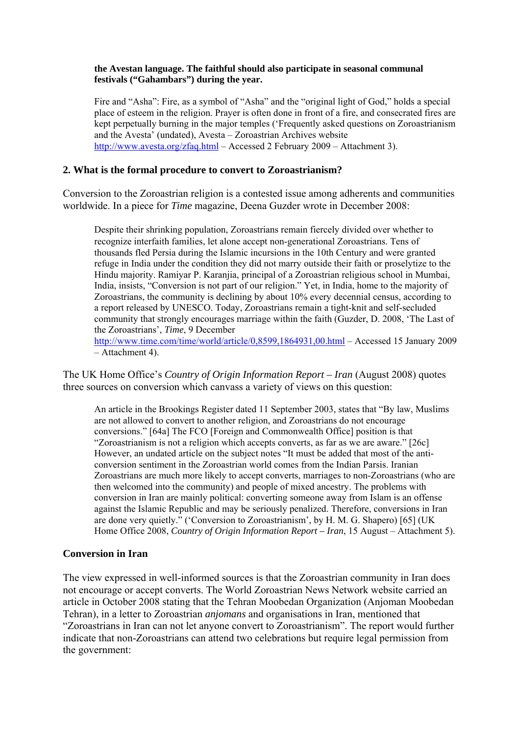**the Avestan language. The faithful should also participate in seasonal communal festivals (“Gahambars”) during the year.**

> Fire and “Asha”: Fire, as a symbol of “Asha” and the “original light of God,” holds a special place of esteem in the religion. Prayer is often done in front of a fire, and consecrated fires are kept perpetually burning in the major temples (‘Frequently asked questions on Zoroastrianism and the Avesta’ (undated), Avesta – Zoroastrian Archives website http://www.avesta.org/zfaq.html – Accessed 2 February 2009 – Attachment 3).

## 2. What is the formal procedure to convert to Zoroastrianism?

Conversion to the Zoroastrian religion is a contested issue among adherents and communities worldwide. In a piece for *Time* magazine, Deena Guzder wrote in December 2008:

> Despite their shrinking population, Zoroastrians remain fiercely divided over whether to recognize interfaith families, let alone accept non-generational Zoroastrians. Tens of thousands fled Persia during the Islamic incursions in the 10th Century and were granted refuge in India under the condition they did not marry outside their faith or proselytize to the Hindu majority. Ramiyar P. Karanjia, principal of a Zoroastrian religious school in Mumbai, India, insists, “Conversion is not part of our religion.” Yet, in India, home to the majority of Zoroastrians, the community is declining by about 10% every decennial census, according to a report released by UNESCO. Today, Zoroastrians remain a tight-knit and self-secluded community that strongly encourages marriage within the faith (Guzder, D. 2008, ‘The Last of the Zoroastrians’, *Time*, 9 December http://www.time.com/time/world/article/0,8599,1864931,00.html – Accessed 15 January 2009 – Attachment 4).

The UK Home Office’s *Country of Origin Information Report – Iran* (August 2008) quotes three sources on conversion which canvass a variety of views on this question:

> An article in the Brookings Register dated 11 September 2003, states that “By law, Muslims are not allowed to convert to another religion, and Zoroastrians do not encourage conversions.” [64a] The FCO [Foreign and Commonwealth Office] position is that “Zoroastrianism is not a religion which accepts converts, as far as we are aware.” [26c] However, an undated article on the subject notes “It must be added that most of the anti-conversion sentiment in the Zoroastrian world comes from the Indian Parsis. Iranian Zoroastrians are much more likely to accept converts, marriages to non-Zoroastrians (who are then welcomed into the community) and people of mixed ancestry. The problems with conversion in Iran are mainly political: converting someone away from Islam is an offense against the Islamic Republic and may be seriously penalized. Therefore, conversions in Iran are done very quietly.” (‘Conversion to Zoroastrianism’, by H. M. G. Shapero) [65] (UK Home Office 2008, *Country of Origin Information Report – Iran*, 15 August – Attachment 5).

### Conversion in Iran

The view expressed in well-informed sources is that the Zoroastrian community in Iran does not encourage or accept converts. The World Zoroastrian News Network website carried an article in October 2008 stating that the Tehran Moobedan Organization (Anjoman Moobedan Tehran), in a letter to Zoroastrian *anjomans* and organisations in Iran, mentioned that “Zoroastrians in Iran can not let anyone convert to Zoroastrianism”. The report would further indicate that non-Zoroastrians can attend two celebrations but require legal permission from the government: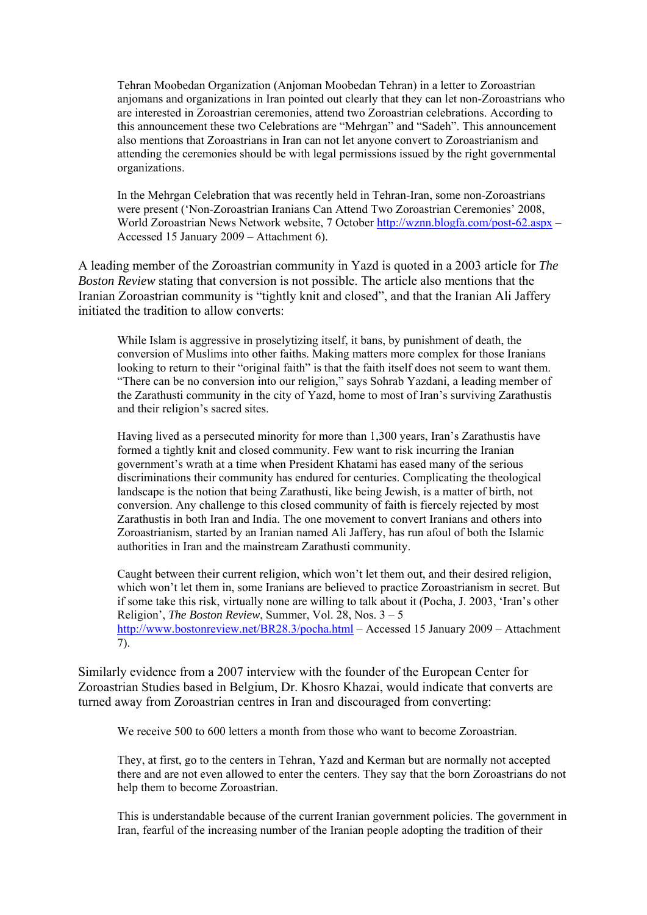> Tehran Moobedan Organization (Anjoman Moobedan Tehran) in a letter to Zoroastrian anjomans and organizations in Iran pointed out clearly that they can let non-Zoroastrians who are interested in Zoroastrian ceremonies, attend two Zoroastrian celebrations. According to this announcement these two Celebrations are "Mehrgan" and "Sadeh". This announcement also mentions that Zoroastrians in Iran can not let anyone convert to Zoroastrianism and attending the ceremonies should be with legal permissions issued by the right governmental organizations.
>
> In the Mehrgan Celebration that was recently held in Tehran-Iran, some non-Zoroastrians were present ('Non-Zoroastrian Iranians Can Attend Two Zoroastrian Ceremonies' 2008, World Zoroastrian News Network website, 7 October http://wznn.blogfa.com/post-62.aspx – Accessed 15 January 2009 – Attachment 6).

A leading member of the Zoroastrian community in Yazd is quoted in a 2003 article for *The Boston Review* stating that conversion is not possible. The article also mentions that the Iranian Zoroastrian community is "tightly knit and closed", and that the Iranian Ali Jaffery initiated the tradition to allow converts:

> While Islam is aggressive in proselytizing itself, it bans, by punishment of death, the conversion of Muslims into other faiths. Making matters more complex for those Iranians looking to return to their "original faith" is that the faith itself does not seem to want them. "There can be no conversion into our religion," says Sohrab Yazdani, a leading member of the Zarathusti community in the city of Yazd, home to most of Iran's surviving Zarathustis and their religion's sacred sites.
>
> Having lived as a persecuted minority for more than 1,300 years, Iran's Zarathustis have formed a tightly knit and closed community. Few want to risk incurring the Iranian government's wrath at a time when President Khatami has eased many of the serious discriminations their community has endured for centuries. Complicating the theological landscape is the notion that being Zarathusti, like being Jewish, is a matter of birth, not conversion. Any challenge to this closed community of faith is fiercely rejected by most Zarathustis in both Iran and India. The one movement to convert Iranians and others into Zoroastrianism, started by an Iranian named Ali Jaffery, has run afoul of both the Islamic authorities in Iran and the mainstream Zarathusti community.
>
> Caught between their current religion, which won't let them out, and their desired religion, which won't let them in, some Iranians are believed to practice Zoroastrianism in secret. But if some take this risk, virtually none are willing to talk about it (Pocha, J. 2003, 'Iran's other Religion', *The Boston Review*, Summer, Vol. 28, Nos. 3 – 5 http://www.bostonreview.net/BR28.3/pocha.html – Accessed 15 January 2009 – Attachment 7).

Similarly evidence from a 2007 interview with the founder of the European Center for Zoroastrian Studies based in Belgium, Dr. Khosro Khazai, would indicate that converts are turned away from Zoroastrian centres in Iran and discouraged from converting:

> We receive 500 to 600 letters a month from those who want to become Zoroastrian.
>
> They, at first, go to the centers in Tehran, Yazd and Kerman but are normally not accepted there and are not even allowed to enter the centers. They say that the born Zoroastrians do not help them to become Zoroastrian.
>
> This is understandable because of the current Iranian government policies. The government in Iran, fearful of the increasing number of the Iranian people adopting the tradition of their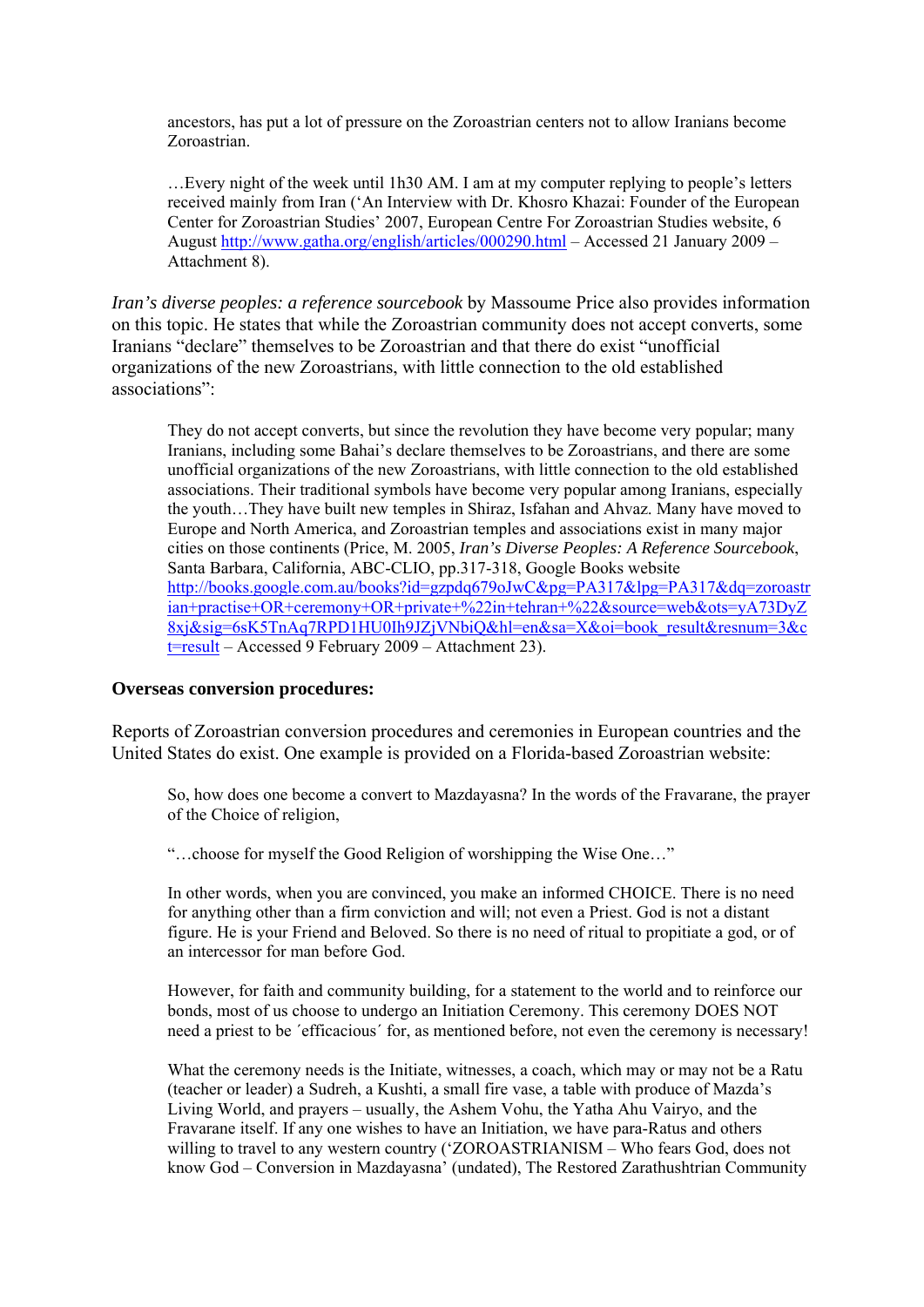> ancestors, has put a lot of pressure on the Zoroastrian centers not to allow Iranians become Zoroastrian.
>
> …Every night of the week until 1h30 AM. I am at my computer replying to people's letters received mainly from Iran ('An Interview with Dr. Khosro Khazai: Founder of the European Center for Zoroastrian Studies' 2007, European Centre For Zoroastrian Studies website, 6 August http://www.gatha.org/english/articles/000290.html – Accessed 21 January 2009 – Attachment 8).

*Iran's diverse peoples: a reference sourcebook* by Massoume Price also provides information on this topic. He states that while the Zoroastrian community does not accept converts, some Iranians "declare" themselves to be Zoroastrian and that there do exist "unofficial organizations of the new Zoroastrians, with little connection to the old established associations":

> They do not accept converts, but since the revolution they have become very popular; many Iranians, including some Bahai's declare themselves to be Zoroastrians, and there are some unofficial organizations of the new Zoroastrians, with little connection to the old established associations. Their traditional symbols have become very popular among Iranians, especially the youth…They have built new temples in Shiraz, Isfahan and Ahvaz. Many have moved to Europe and North America, and Zoroastrian temples and associations exist in many major cities on those continents (Price, M. 2005, *Iran's Diverse Peoples: A Reference Sourcebook*, Santa Barbara, California, ABC-CLIO, pp.317-318, Google Books website http://books.google.com.au/books?id=gzpdq679oJwC&pg=PA317&lpg=PA317&dq=zoroastrian+practise+OR+ceremony+OR+private+%22in+tehran+%22&source=web&ots=yA73DyZ8xj&sig=6sK5TnAq7RPD1HU0Ih9JZjVNbiQ&hl=en&sa=X&oi=book_result&resnum=3&ct=result – Accessed 9 February 2009 – Attachment 23).

**Overseas conversion procedures:**

Reports of Zoroastrian conversion procedures and ceremonies in European countries and the United States do exist. One example is provided on a Florida-based Zoroastrian website:

> So, how does one become a convert to Mazdayasna? In the words of the Fravarane, the prayer of the Choice of religion,
>
> "…choose for myself the Good Religion of worshipping the Wise One…"
>
> In other words, when you are convinced, you make an informed CHOICE. There is no need for anything other than a firm conviction and will; not even a Priest. God is not a distant figure. He is your Friend and Beloved. So there is no need of ritual to propitiate a god, or of an intercessor for man before God.
>
> However, for faith and community building, for a statement to the world and to reinforce our bonds, most of us choose to undergo an Initiation Ceremony. This ceremony DOES NOT need a priest to be ´efficacious´ for, as mentioned before, not even the ceremony is necessary!
>
> What the ceremony needs is the Initiate, witnesses, a coach, which may or may not be a Ratu (teacher or leader) a Sudreh, a Kushti, a small fire vase, a table with produce of Mazda's Living World, and prayers – usually, the Ashem Vohu, the Yatha Ahu Vairyo, and the Fravarane itself. If any one wishes to have an Initiation, we have para-Ratus and others willing to travel to any western country ('ZOROASTRIANISM – Who fears God, does not know God – Conversion in Mazdayasna' (undated), The Restored Zarathushtrian Community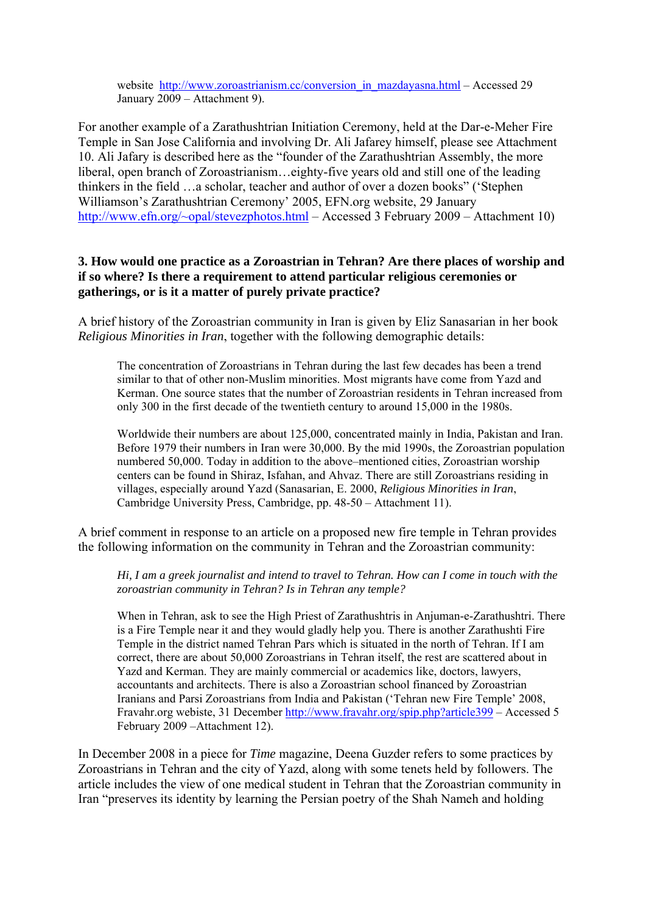> website http://www.zoroastrianism.cc/conversion_in_mazdayasna.html – Accessed 29 January 2009 – Attachment 9).

For another example of a Zarathushtrian Initiation Ceremony, held at the Dar-e-Meher Fire Temple in San Jose California and involving Dr. Ali Jafarey himself, please see Attachment 10. Ali Jafary is described here as the "founder of the Zarathushtrian Assembly, the more liberal, open branch of Zoroastrianism…eighty-five years old and still one of the leading thinkers in the field …a scholar, teacher and author of over a dozen books" ('Stephen Williamson's Zarathushtrian Ceremony' 2005, EFN.org website, 29 January http://www.efn.org/~opal/stevezphotos.html – Accessed 3 February 2009 – Attachment 10)

**3. How would one practice as a Zoroastrian in Tehran? Are there places of worship and if so where? Is there a requirement to attend particular religious ceremonies or gatherings, or is it a matter of purely private practice?**

A brief history of the Zoroastrian community in Iran is given by Eliz Sanasarian in her book *Religious Minorities in Iran*, together with the following demographic details:

> The concentration of Zoroastrians in Tehran during the last few decades has been a trend similar to that of other non-Muslim minorities. Most migrants have come from Yazd and Kerman. One source states that the number of Zoroastrian residents in Tehran increased from only 300 in the first decade of the twentieth century to around 15,000 in the 1980s.
>
> Worldwide their numbers are about 125,000, concentrated mainly in India, Pakistan and Iran. Before 1979 their numbers in Iran were 30,000. By the mid 1990s, the Zoroastrian population numbered 50,000. Today in addition to the above–mentioned cities, Zoroastrian worship centers can be found in Shiraz, Isfahan, and Ahvaz. There are still Zoroastrians residing in villages, especially around Yazd (Sanasarian, E. 2000, *Religious Minorities in Iran*, Cambridge University Press, Cambridge, pp. 48-50 – Attachment 11).

A brief comment in response to an article on a proposed new fire temple in Tehran provides the following information on the community in Tehran and the Zoroastrian community:

> *Hi, I am a greek journalist and intend to travel to Tehran. How can I come in touch with the zoroastrian community in Tehran? Is in Tehran any temple?*
>
> When in Tehran, ask to see the High Priest of Zarathushtris in Anjuman-e-Zarathushtri. There is a Fire Temple near it and they would gladly help you. There is another Zarathushti Fire Temple in the district named Tehran Pars which is situated in the north of Tehran. If I am correct, there are about 50,000 Zoroastrians in Tehran itself, the rest are scattered about in Yazd and Kerman. They are mainly commercial or academics like, doctors, lawyers, accountants and architects. There is also a Zoroastrian school financed by Zoroastrian Iranians and Parsi Zoroastrians from India and Pakistan ('Tehran new Fire Temple' 2008, Fravahr.org webiste, 31 December http://www.fravahr.org/spip.php?article399 – Accessed 5 February 2009 –Attachment 12).

In December 2008 in a piece for *Time* magazine, Deena Guzder refers to some practices by Zoroastrians in Tehran and the city of Yazd, along with some tenets held by followers. The article includes the view of one medical student in Tehran that the Zoroastrian community in Iran "preserves its identity by learning the Persian poetry of the Shah Nameh and holding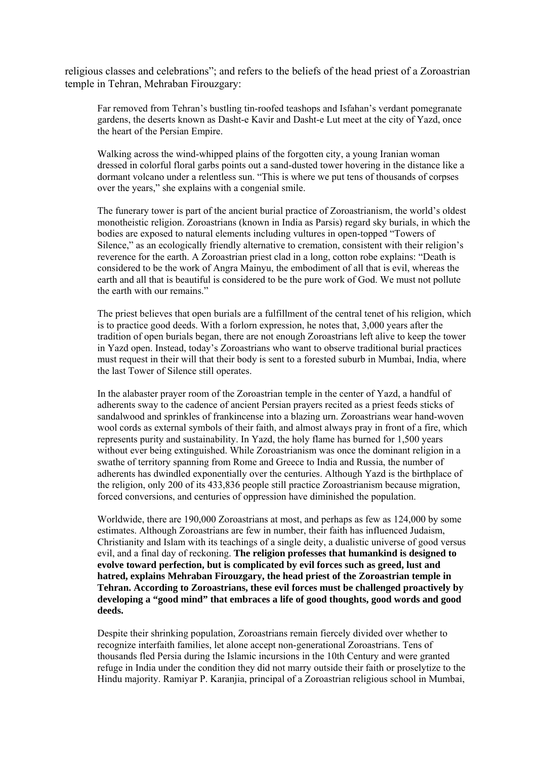religious classes and celebrations"; and refers to the beliefs of the head priest of a Zoroastrian temple in Tehran, Mehraban Firouzgary:

> Far removed from Tehran's bustling tin-roofed teashops and Isfahan's verdant pomegranate gardens, the deserts known as Dasht-e Kavir and Dasht-e Lut meet at the city of Yazd, once the heart of the Persian Empire.
>
> Walking across the wind-whipped plains of the forgotten city, a young Iranian woman dressed in colorful floral garbs points out a sand-dusted tower hovering in the distance like a dormant volcano under a relentless sun. "This is where we put tens of thousands of corpses over the years," she explains with a congenial smile.
>
> The funerary tower is part of the ancient burial practice of Zoroastrianism, the world's oldest monotheistic religion. Zoroastrians (known in India as Parsis) regard sky burials, in which the bodies are exposed to natural elements including vultures in open-topped "Towers of Silence," as an ecologically friendly alternative to cremation, consistent with their religion's reverence for the earth. A Zoroastrian priest clad in a long, cotton robe explains: "Death is considered to be the work of Angra Mainyu, the embodiment of all that is evil, whereas the earth and all that is beautiful is considered to be the pure work of God. We must not pollute the earth with our remains."
>
> The priest believes that open burials are a fulfillment of the central tenet of his religion, which is to practice good deeds. With a forlorn expression, he notes that, 3,000 years after the tradition of open burials began, there are not enough Zoroastrians left alive to keep the tower in Yazd open. Instead, today's Zoroastrians who want to observe traditional burial practices must request in their will that their body is sent to a forested suburb in Mumbai, India, where the last Tower of Silence still operates.
>
> In the alabaster prayer room of the Zoroastrian temple in the center of Yazd, a handful of adherents sway to the cadence of ancient Persian prayers recited as a priest feeds sticks of sandalwood and sprinkles of frankincense into a blazing urn. Zoroastrians wear hand-woven wool cords as external symbols of their faith, and almost always pray in front of a fire, which represents purity and sustainability. In Yazd, the holy flame has burned for 1,500 years without ever being extinguished. While Zoroastrianism was once the dominant religion in a swathe of territory spanning from Rome and Greece to India and Russia, the number of adherents has dwindled exponentially over the centuries. Although Yazd is the birthplace of the religion, only 200 of its 433,836 people still practice Zoroastrianism because migration, forced conversions, and centuries of oppression have diminished the population.
>
> Worldwide, there are 190,000 Zoroastrians at most, and perhaps as few as 124,000 by some estimates. Although Zoroastrians are few in number, their faith has influenced Judaism, Christianity and Islam with its teachings of a single deity, a dualistic universe of good versus evil, and a final day of reckoning. **The religion professes that humankind is designed to evolve toward perfection, but is complicated by evil forces such as greed, lust and hatred, explains Mehraban Firouzgary, the head priest of the Zoroastrian temple in Tehran. According to Zoroastrians, these evil forces must be challenged proactively by developing a "good mind" that embraces a life of good thoughts, good words and good deeds.**
>
> Despite their shrinking population, Zoroastrians remain fiercely divided over whether to recognize interfaith families, let alone accept non-generational Zoroastrians. Tens of thousands fled Persia during the Islamic incursions in the 10th Century and were granted refuge in India under the condition they did not marry outside their faith or proselytize to the Hindu majority. Ramiyar P. Karanjia, principal of a Zoroastrian religious school in Mumbai,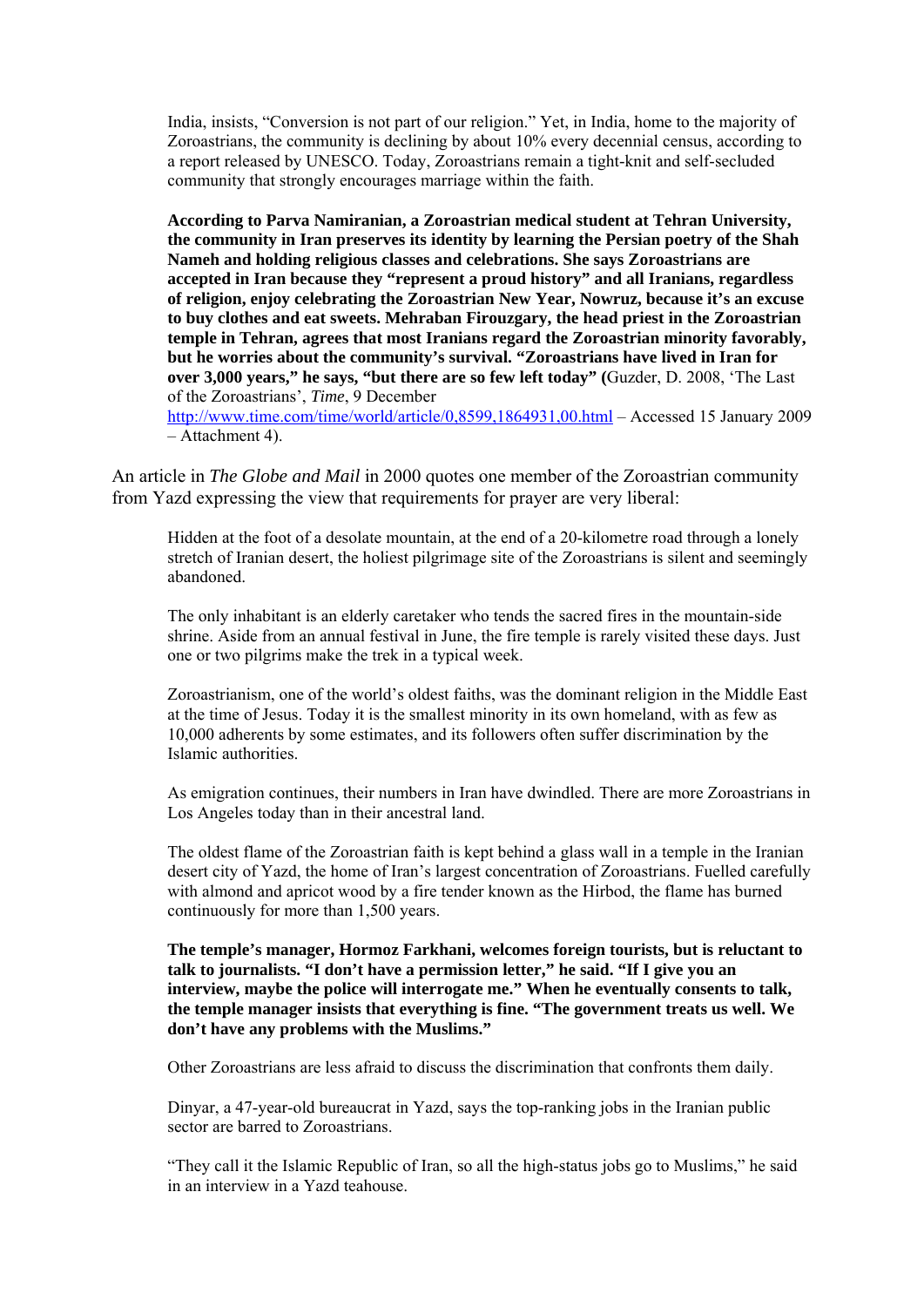> India, insists, "Conversion is not part of our religion." Yet, in India, home to the majority of Zoroastrians, the community is declining by about 10% every decennial census, according to a report released by UNESCO. Today, Zoroastrians remain a tight-knit and self-secluded community that strongly encourages marriage within the faith.
>
> **According to Parva Namiranian, a Zoroastrian medical student at Tehran University, the community in Iran preserves its identity by learning the Persian poetry of the Shah Nameh and holding religious classes and celebrations. She says Zoroastrians are accepted in Iran because they "represent a proud history" and all Iranians, regardless of religion, enjoy celebrating the Zoroastrian New Year, Nowruz, because it's an excuse to buy clothes and eat sweets. Mehraban Firouzgary, the head priest in the Zoroastrian temple in Tehran, agrees that most Iranians regard the Zoroastrian minority favorably, but he worries about the community's survival. "Zoroastrians have lived in Iran for over 3,000 years," he says, "but there are so few left today" (**Guzder, D. 2008, 'The Last of the Zoroastrians', *Time*, 9 December http://www.time.com/time/world/article/0,8599,1864931,00.html – Accessed 15 January 2009 – Attachment 4).

An article in *The Globe and Mail* in 2000 quotes one member of the Zoroastrian community from Yazd expressing the view that requirements for prayer are very liberal:

> Hidden at the foot of a desolate mountain, at the end of a 20-kilometre road through a lonely stretch of Iranian desert, the holiest pilgrimage site of the Zoroastrians is silent and seemingly abandoned.
>
> The only inhabitant is an elderly caretaker who tends the sacred fires in the mountain-side shrine. Aside from an annual festival in June, the fire temple is rarely visited these days. Just one or two pilgrims make the trek in a typical week.
>
> Zoroastrianism, one of the world's oldest faiths, was the dominant religion in the Middle East at the time of Jesus. Today it is the smallest minority in its own homeland, with as few as 10,000 adherents by some estimates, and its followers often suffer discrimination by the Islamic authorities.
>
> As emigration continues, their numbers in Iran have dwindled. There are more Zoroastrians in Los Angeles today than in their ancestral land.
>
> The oldest flame of the Zoroastrian faith is kept behind a glass wall in a temple in the Iranian desert city of Yazd, the home of Iran's largest concentration of Zoroastrians. Fuelled carefully with almond and apricot wood by a fire tender known as the Hirbod, the flame has burned continuously for more than 1,500 years.
>
> **The temple's manager, Hormoz Farkhani, welcomes foreign tourists, but is reluctant to talk to journalists. "I don't have a permission letter," he said. "If I give you an interview, maybe the police will interrogate me." When he eventually consents to talk, the temple manager insists that everything is fine. "The government treats us well. We don't have any problems with the Muslims."**
>
> Other Zoroastrians are less afraid to discuss the discrimination that confronts them daily.
>
> Dinyar, a 47-year-old bureaucrat in Yazd, says the top-ranking jobs in the Iranian public sector are barred to Zoroastrians.
>
> "They call it the Islamic Republic of Iran, so all the high-status jobs go to Muslims," he said in an interview in a Yazd teahouse.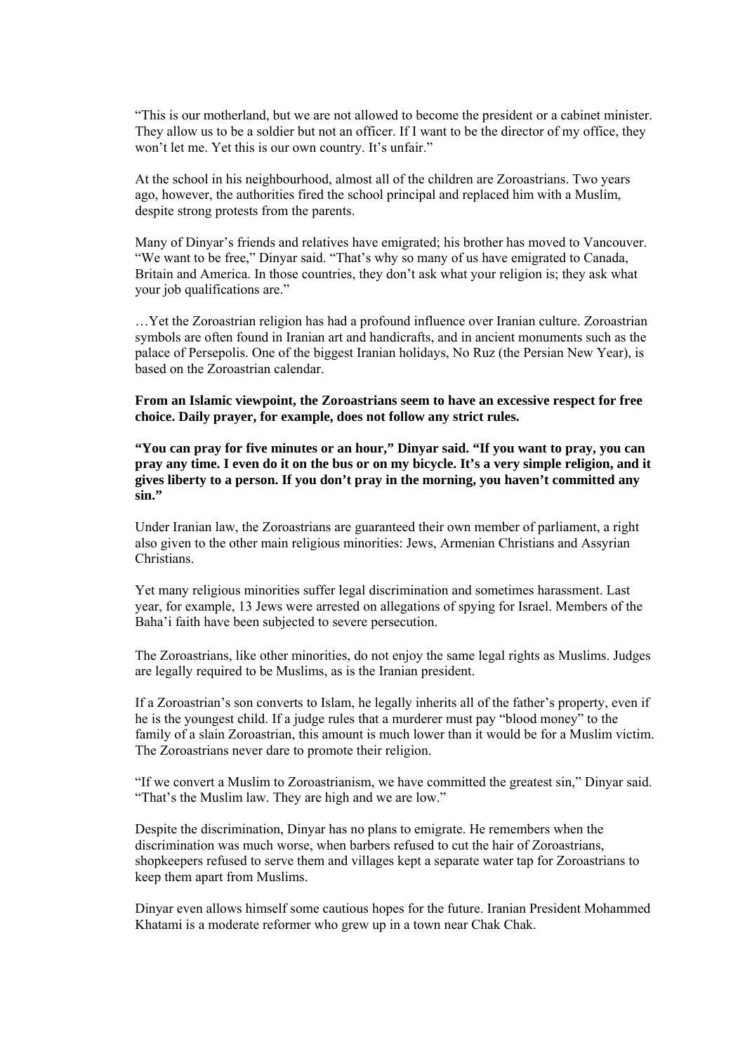"This is our motherland, but we are not allowed to become the president or a cabinet minister. They allow us to be a soldier but not an officer. If I want to be the director of my office, they won't let me. Yet this is our own country. It's unfair."

At the school in his neighbourhood, almost all of the children are Zoroastrians. Two years ago, however, the authorities fired the school principal and replaced him with a Muslim, despite strong protests from the parents.

Many of Dinyar's friends and relatives have emigrated; his brother has moved to Vancouver. "We want to be free," Dinyar said. "That's why so many of us have emigrated to Canada, Britain and America. In those countries, they don't ask what your religion is; they ask what your job qualifications are."

…Yet the Zoroastrian religion has had a profound influence over Iranian culture. Zoroastrian symbols are often found in Iranian art and handicrafts, and in ancient monuments such as the palace of Persepolis. One of the biggest Iranian holidays, No Ruz (the Persian New Year), is based on the Zoroastrian calendar.

**From an Islamic viewpoint, the Zoroastrians seem to have an excessive respect for free choice. Daily prayer, for example, does not follow any strict rules.**

**"You can pray for five minutes or an hour," Dinyar said. "If you want to pray, you can pray any time. I even do it on the bus or on my bicycle. It's a very simple religion, and it gives liberty to a person. If you don't pray in the morning, you haven't committed any sin."**

Under Iranian law, the Zoroastrians are guaranteed their own member of parliament, a right also given to the other main religious minorities: Jews, Armenian Christians and Assyrian Christians.

Yet many religious minorities suffer legal discrimination and sometimes harassment. Last year, for example, 13 Jews were arrested on allegations of spying for Israel. Members of the Baha'i faith have been subjected to severe persecution.

The Zoroastrians, like other minorities, do not enjoy the same legal rights as Muslims. Judges are legally required to be Muslims, as is the Iranian president.

If a Zoroastrian's son converts to Islam, he legally inherits all of the father's property, even if he is the youngest child. If a judge rules that a murderer must pay "blood money" to the family of a slain Zoroastrian, this amount is much lower than it would be for a Muslim victim. The Zoroastrians never dare to promote their religion.

"If we convert a Muslim to Zoroastrianism, we have committed the greatest sin," Dinyar said. "That's the Muslim law. They are high and we are low."

Despite the discrimination, Dinyar has no plans to emigrate. He remembers when the discrimination was much worse, when barbers refused to cut the hair of Zoroastrians, shopkeepers refused to serve them and villages kept a separate water tap for Zoroastrians to keep them apart from Muslims.

Dinyar even allows himself some cautious hopes for the future. Iranian President Mohammed Khatami is a moderate reformer who grew up in a town near Chak Chak.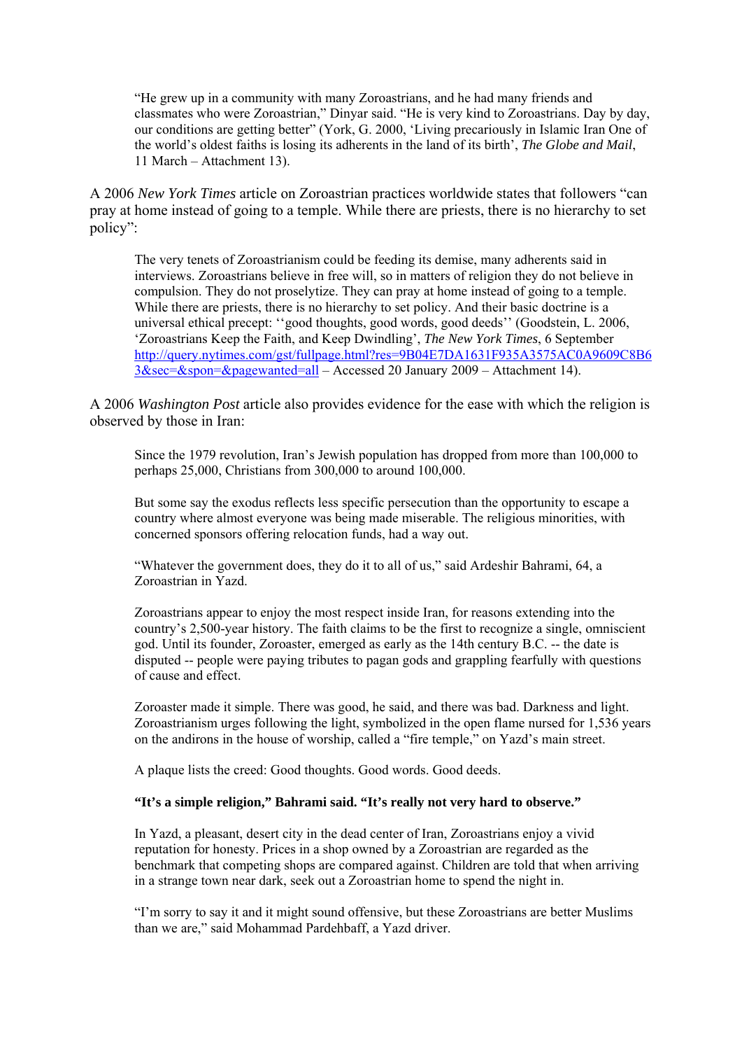> "He grew up in a community with many Zoroastrians, and he had many friends and classmates who were Zoroastrian," Dinyar said. "He is very kind to Zoroastrians. Day by day, our conditions are getting better" (York, G. 2000, 'Living precariously in Islamic Iran One of the world's oldest faiths is losing its adherents in the land of its birth', *The Globe and Mail*, 11 March – Attachment 13).

A 2006 *New York Times* article on Zoroastrian practices worldwide states that followers "can pray at home instead of going to a temple. While there are priests, there is no hierarchy to set policy":

> The very tenets of Zoroastrianism could be feeding its demise, many adherents said in interviews. Zoroastrians believe in free will, so in matters of religion they do not believe in compulsion. They do not proselytize. They can pray at home instead of going to a temple. While there are priests, there is no hierarchy to set policy. And their basic doctrine is a universal ethical precept: ''good thoughts, good words, good deeds'' (Goodstein, L. 2006, 'Zoroastrians Keep the Faith, and Keep Dwindling', *The New York Times*, 6 September http://query.nytimes.com/gst/fullpage.html?res=9B04E7DA1631F935A3575AC0A9609C8B63&sec=&spon=&pagewanted=all – Accessed 20 January 2009 – Attachment 14).

A 2006 *Washington Post* article also provides evidence for the ease with which the religion is observed by those in Iran:

> Since the 1979 revolution, Iran's Jewish population has dropped from more than 100,000 to perhaps 25,000, Christians from 300,000 to around 100,000.
>
> But some say the exodus reflects less specific persecution than the opportunity to escape a country where almost everyone was being made miserable. The religious minorities, with concerned sponsors offering relocation funds, had a way out.
>
> "Whatever the government does, they do it to all of us," said Ardeshir Bahrami, 64, a Zoroastrian in Yazd.
>
> Zoroastrians appear to enjoy the most respect inside Iran, for reasons extending into the country's 2,500-year history. The faith claims to be the first to recognize a single, omniscient god. Until its founder, Zoroaster, emerged as early as the 14th century B.C. -- the date is disputed -- people were paying tributes to pagan gods and grappling fearfully with questions of cause and effect.
>
> Zoroaster made it simple. There was good, he said, and there was bad. Darkness and light. Zoroastrianism urges following the light, symbolized in the open flame nursed for 1,536 years on the andirons in the house of worship, called a "fire temple," on Yazd's main street.
>
> A plaque lists the creed: Good thoughts. Good words. Good deeds.
>
> **"It's a simple religion," Bahrami said. "It's really not very hard to observe."**
>
> In Yazd, a pleasant, desert city in the dead center of Iran, Zoroastrians enjoy a vivid reputation for honesty. Prices in a shop owned by a Zoroastrian are regarded as the benchmark that competing shops are compared against. Children are told that when arriving in a strange town near dark, seek out a Zoroastrian home to spend the night in.
>
> "I'm sorry to say it and it might sound offensive, but these Zoroastrians are better Muslims than we are," said Mohammad Pardehbaff, a Yazd driver.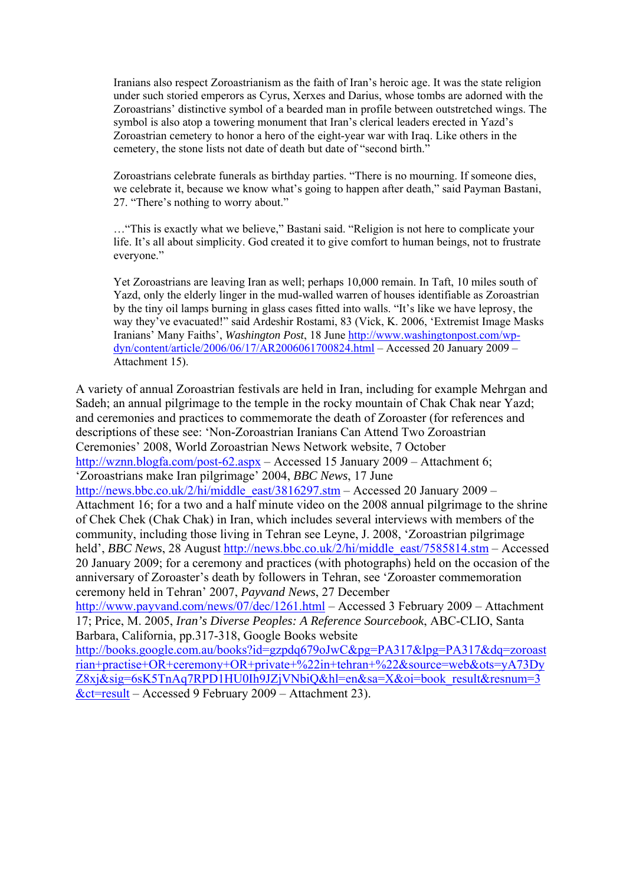> Iranians also respect Zoroastrianism as the faith of Iran's heroic age. It was the state religion under such storied emperors as Cyrus, Xerxes and Darius, whose tombs are adorned with the Zoroastrians' distinctive symbol of a bearded man in profile between outstretched wings. The symbol is also atop a towering monument that Iran's clerical leaders erected in Yazd's Zoroastrian cemetery to honor a hero of the eight-year war with Iraq. Like others in the cemetery, the stone lists not date of death but date of "second birth."
>
> Zoroastrians celebrate funerals as birthday parties. "There is no mourning. If someone dies, we celebrate it, because we know what's going to happen after death," said Payman Bastani, 27. "There's nothing to worry about."
>
> …"This is exactly what we believe," Bastani said. "Religion is not here to complicate your life. It's all about simplicity. God created it to give comfort to human beings, not to frustrate everyone."
>
> Yet Zoroastrians are leaving Iran as well; perhaps 10,000 remain. In Taft, 10 miles south of Yazd, only the elderly linger in the mud-walled warren of houses identifiable as Zoroastrian by the tiny oil lamps burning in glass cases fitted into walls. "It's like we have leprosy, the way they've evacuated!" said Ardeshir Rostami, 83 (Vick, K. 2006, 'Extremist Image Masks Iranians' Many Faiths', *Washington Post*, 18 June http://www.washingtonpost.com/wp-dyn/content/article/2006/06/17/AR2006061700824.html – Accessed 20 January 2009 – Attachment 15).

A variety of annual Zoroastrian festivals are held in Iran, including for example Mehrgan and Sadeh; an annual pilgrimage to the temple in the rocky mountain of Chak Chak near Yazd; and ceremonies and practices to commemorate the death of Zoroaster (for references and descriptions of these see: 'Non-Zoroastrian Iranians Can Attend Two Zoroastrian Ceremonies' 2008, World Zoroastrian News Network website, 7 October http://wznn.blogfa.com/post-62.aspx – Accessed 15 January 2009 – Attachment 6; 'Zoroastrians make Iran pilgrimage' 2004, *BBC News*, 17 June http://news.bbc.co.uk/2/hi/middle_east/3816297.stm – Accessed 20 January 2009 – Attachment 16; for a two and a half minute video on the 2008 annual pilgrimage to the shrine of Chek Chek (Chak Chak) in Iran, which includes several interviews with members of the community, including those living in Tehran see Leyne, J. 2008, 'Zoroastrian pilgrimage held', *BBC News*, 28 August http://news.bbc.co.uk/2/hi/middle_east/7585814.stm – Accessed 20 January 2009; for a ceremony and practices (with photographs) held on the occasion of the anniversary of Zoroaster's death by followers in Tehran, see 'Zoroaster commemoration ceremony held in Tehran' 2007, *Payvand News*, 27 December http://www.payvand.com/news/07/dec/1261.html – Accessed 3 February 2009 – Attachment 17; Price, M. 2005, *Iran's Diverse Peoples: A Reference Sourcebook*, ABC-CLIO, Santa Barbara, California, pp.317-318, Google Books website http://books.google.com.au/books?id=gzpdq679oJwC&pg=PA317&lpg=PA317&dq=zoroastrian+practise+OR+ceremony+OR+private+%22in+tehran+%22&source=web&ots=yA73DyZ8xj&sig=6sK5TnAq7RPD1HU0Ih9JZjVNbiQ&hl=en&sa=X&oi=book_result&resnum=3&ct=result – Accessed 9 February 2009 – Attachment 23).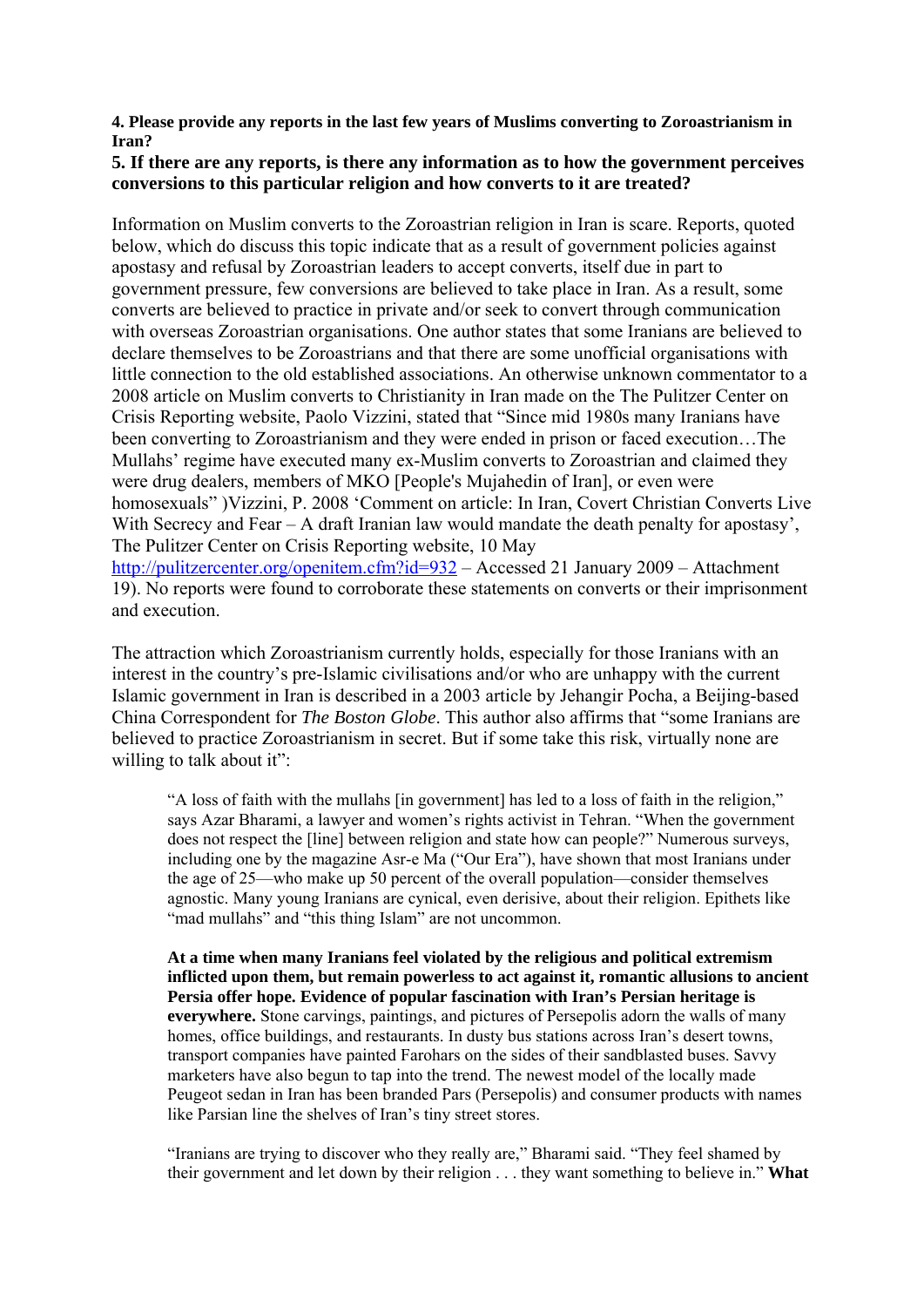**4. Please provide any reports in the last few years of Muslims converting to Zoroastrianism in Iran?**

**5. If there are any reports, is there any information as to how the government perceives conversions to this particular religion and how converts to it are treated?**

Information on Muslim converts to the Zoroastrian religion in Iran is scare. Reports, quoted below, which do discuss this topic indicate that as a result of government policies against apostasy and refusal by Zoroastrian leaders to accept converts, itself due in part to government pressure, few conversions are believed to take place in Iran. As a result, some converts are believed to practice in private and/or seek to convert through communication with overseas Zoroastrian organisations. One author states that some Iranians are believed to declare themselves to be Zoroastrians and that there are some unofficial organisations with little connection to the old established associations. An otherwise unknown commentator to a 2008 article on Muslim converts to Christianity in Iran made on the The Pulitzer Center on Crisis Reporting website, Paolo Vizzini, stated that "Since mid 1980s many Iranians have been converting to Zoroastrianism and they were ended in prison or faced execution…The Mullahs' regime have executed many ex-Muslim converts to Zoroastrian and claimed they were drug dealers, members of MKO [People's Mujahedin of Iran], or even were homosexuals" )Vizzini, P. 2008 'Comment on article: In Iran, Covert Christian Converts Live With Secrecy and Fear – A draft Iranian law would mandate the death penalty for apostasy', The Pulitzer Center on Crisis Reporting website, 10 May http://pulitzercenter.org/openitem.cfm?id=932 – Accessed 21 January 2009 – Attachment 19). No reports were found to corroborate these statements on converts or their imprisonment and execution.

The attraction which Zoroastrianism currently holds, especially for those Iranians with an interest in the country's pre-Islamic civilisations and/or who are unhappy with the current Islamic government in Iran is described in a 2003 article by Jehangir Pocha, a Beijing-based China Correspondent for *The Boston Globe*. This author also affirms that "some Iranians are believed to practice Zoroastrianism in secret. But if some take this risk, virtually none are willing to talk about it":

> "A loss of faith with the mullahs [in government] has led to a loss of faith in the religion," says Azar Bharami, a lawyer and women's rights activist in Tehran. "When the government does not respect the [line] between religion and state how can people?" Numerous surveys, including one by the magazine Asr-e Ma ("Our Era"), have shown that most Iranians under the age of 25—who make up 50 percent of the overall population—consider themselves agnostic. Many young Iranians are cynical, even derisive, about their religion. Epithets like "mad mullahs" and "this thing Islam" are not uncommon.
>
> **At a time when many Iranians feel violated by the religious and political extremism inflicted upon them, but remain powerless to act against it, romantic allusions to ancient Persia offer hope. Evidence of popular fascination with Iran's Persian heritage is everywhere.** Stone carvings, paintings, and pictures of Persepolis adorn the walls of many homes, office buildings, and restaurants. In dusty bus stations across Iran's desert towns, transport companies have painted Farohars on the sides of their sandblasted buses. Savvy marketers have also begun to tap into the trend. The newest model of the locally made Peugeot sedan in Iran has been branded Pars (Persepolis) and consumer products with names like Parsian line the shelves of Iran's tiny street stores.
>
> "Iranians are trying to discover who they really are," Bharami said. "They feel shamed by their government and let down by their religion . . . they want something to believe in." **What**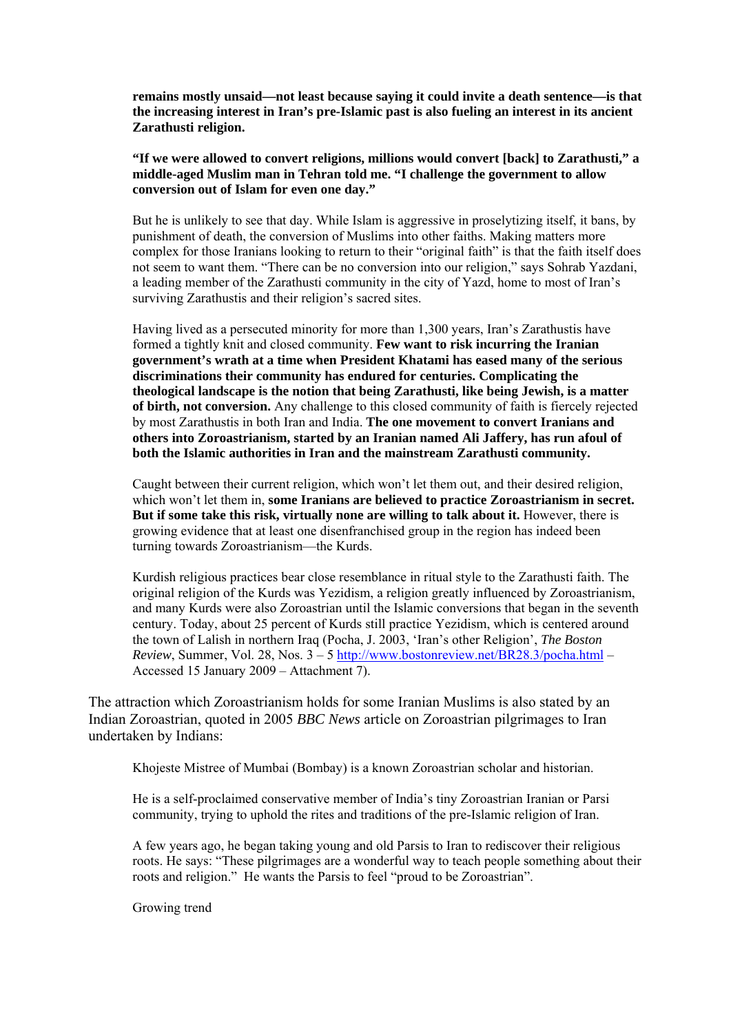> **remains mostly unsaid—not least because saying it could invite a death sentence—is that the increasing interest in Iran's pre-Islamic past is also fueling an interest in its ancient Zarathusti religion.**
>
> **"If we were allowed to convert religions, millions would convert [back] to Zarathusti," a middle-aged Muslim man in Tehran told me. "I challenge the government to allow conversion out of Islam for even one day."**
>
> But he is unlikely to see that day. While Islam is aggressive in proselytizing itself, it bans, by punishment of death, the conversion of Muslims into other faiths. Making matters more complex for those Iranians looking to return to their "original faith" is that the faith itself does not seem to want them. "There can be no conversion into our religion," says Sohrab Yazdani, a leading member of the Zarathusti community in the city of Yazd, home to most of Iran's surviving Zarathustis and their religion's sacred sites.
>
> Having lived as a persecuted minority for more than 1,300 years, Iran's Zarathustis have formed a tightly knit and closed community. **Few want to risk incurring the Iranian government's wrath at a time when President Khatami has eased many of the serious discriminations their community has endured for centuries. Complicating the theological landscape is the notion that being Zarathusti, like being Jewish, is a matter of birth, not conversion.** Any challenge to this closed community of faith is fiercely rejected by most Zarathustis in both Iran and India. **The one movement to convert Iranians and others into Zoroastrianism, started by an Iranian named Ali Jaffery, has run afoul of both the Islamic authorities in Iran and the mainstream Zarathusti community.**
>
> Caught between their current religion, which won't let them out, and their desired religion, which won't let them in, **some Iranians are believed to practice Zoroastrianism in secret. But if some take this risk, virtually none are willing to talk about it.** However, there is growing evidence that at least one disenfranchised group in the region has indeed been turning towards Zoroastrianism—the Kurds.
>
> Kurdish religious practices bear close resemblance in ritual style to the Zarathusti faith. The original religion of the Kurds was Yezidism, a religion greatly influenced by Zoroastrianism, and many Kurds were also Zoroastrian until the Islamic conversions that began in the seventh century. Today, about 25 percent of Kurds still practice Yezidism, which is centered around the town of Lalish in northern Iraq (Pocha, J. 2003, 'Iran's other Religion', *The Boston Review*, Summer, Vol. 28, Nos. 3 – 5 http://www.bostonreview.net/BR28.3/pocha.html – Accessed 15 January 2009 – Attachment 7).

The attraction which Zoroastrianism holds for some Iranian Muslims is also stated by an Indian Zoroastrian, quoted in 2005 *BBC News* article on Zoroastrian pilgrimages to Iran undertaken by Indians:

> Khojeste Mistree of Mumbai (Bombay) is a known Zoroastrian scholar and historian.
>
> He is a self-proclaimed conservative member of India's tiny Zoroastrian Iranian or Parsi community, trying to uphold the rites and traditions of the pre-Islamic religion of Iran.
>
> A few years ago, he began taking young and old Parsis to Iran to rediscover their religious roots. He says: "These pilgrimages are a wonderful way to teach people something about their roots and religion." He wants the Parsis to feel "proud to be Zoroastrian".
>
> Growing trend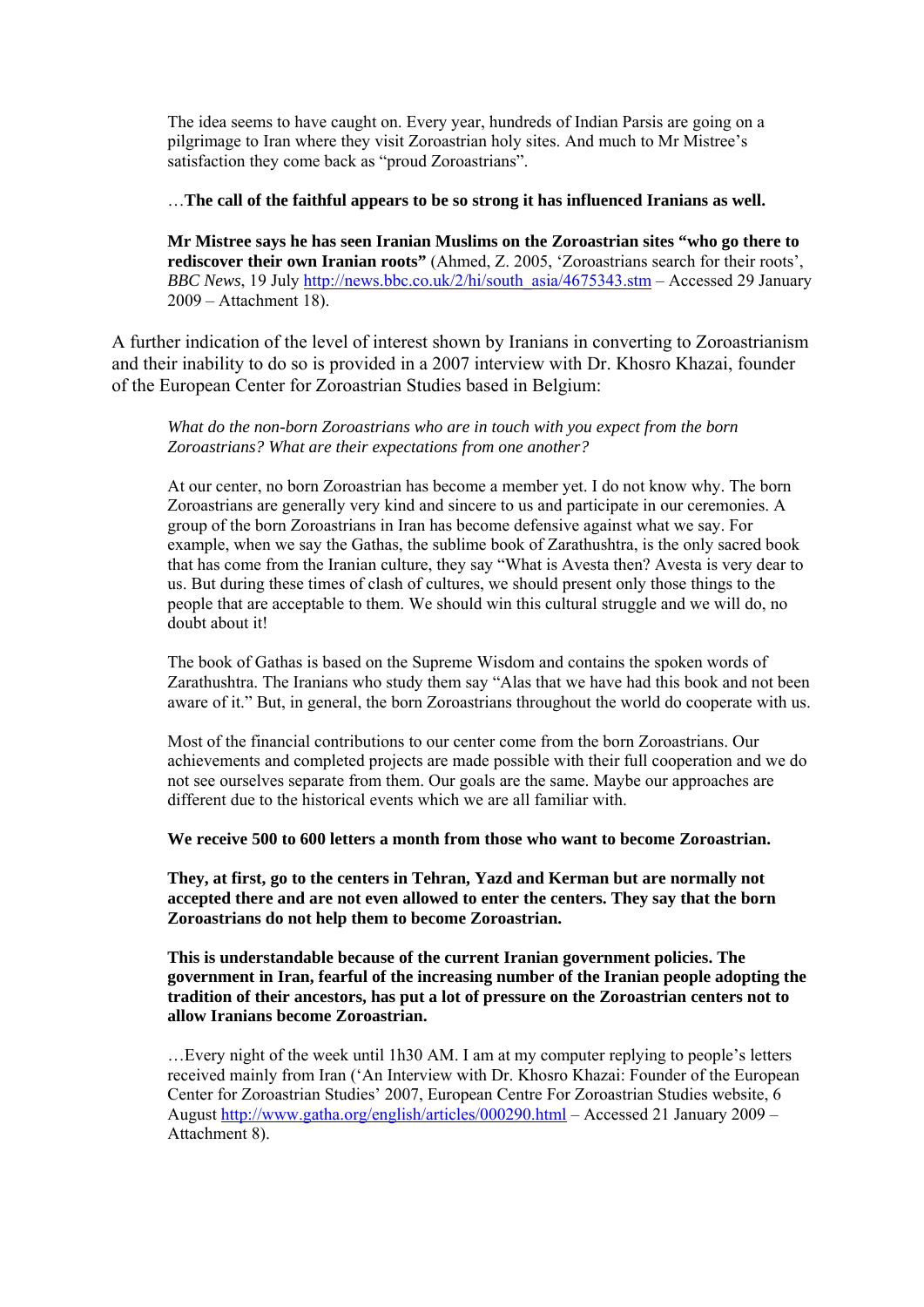> The idea seems to have caught on. Every year, hundreds of Indian Parsis are going on a pilgrimage to Iran where they visit Zoroastrian holy sites. And much to Mr Mistree's satisfaction they come back as "proud Zoroastrians".
>
> …**The call of the faithful appears to be so strong it has influenced Iranians as well.**
>
> **Mr Mistree says he has seen Iranian Muslims on the Zoroastrian sites "who go there to rediscover their own Iranian roots"** (Ahmed, Z. 2005, 'Zoroastrians search for their roots', *BBC News*, 19 July http://news.bbc.co.uk/2/hi/south_asia/4675343.stm – Accessed 29 January 2009 – Attachment 18).

A further indication of the level of interest shown by Iranians in converting to Zoroastrianism and their inability to do so is provided in a 2007 interview with Dr. Khosro Khazai, founder of the European Center for Zoroastrian Studies based in Belgium:

> *What do the non-born Zoroastrians who are in touch with you expect from the born Zoroastrians? What are their expectations from one another?*
>
> At our center, no born Zoroastrian has become a member yet. I do not know why. The born Zoroastrians are generally very kind and sincere to us and participate in our ceremonies. A group of the born Zoroastrians in Iran has become defensive against what we say. For example, when we say the Gathas, the sublime book of Zarathushtra, is the only sacred book that has come from the Iranian culture, they say "What is Avesta then? Avesta is very dear to us. But during these times of clash of cultures, we should present only those things to the people that are acceptable to them. We should win this cultural struggle and we will do, no doubt about it!
>
> The book of Gathas is based on the Supreme Wisdom and contains the spoken words of Zarathushtra. The Iranians who study them say "Alas that we have had this book and not been aware of it." But, in general, the born Zoroastrians throughout the world do cooperate with us.
>
> Most of the financial contributions to our center come from the born Zoroastrians. Our achievements and completed projects are made possible with their full cooperation and we do not see ourselves separate from them. Our goals are the same. Maybe our approaches are different due to the historical events which we are all familiar with.
>
> **We receive 500 to 600 letters a month from those who want to become Zoroastrian.**
>
> **They, at first, go to the centers in Tehran, Yazd and Kerman but are normally not accepted there and are not even allowed to enter the centers. They say that the born Zoroastrians do not help them to become Zoroastrian.**
>
> **This is understandable because of the current Iranian government policies. The government in Iran, fearful of the increasing number of the Iranian people adopting the tradition of their ancestors, has put a lot of pressure on the Zoroastrian centers not to allow Iranians become Zoroastrian.**
>
> …Every night of the week until 1h30 AM. I am at my computer replying to people's letters received mainly from Iran ('An Interview with Dr. Khosro Khazai: Founder of the European Center for Zoroastrian Studies' 2007, European Centre For Zoroastrian Studies website, 6 August http://www.gatha.org/english/articles/000290.html – Accessed 21 January 2009 – Attachment 8).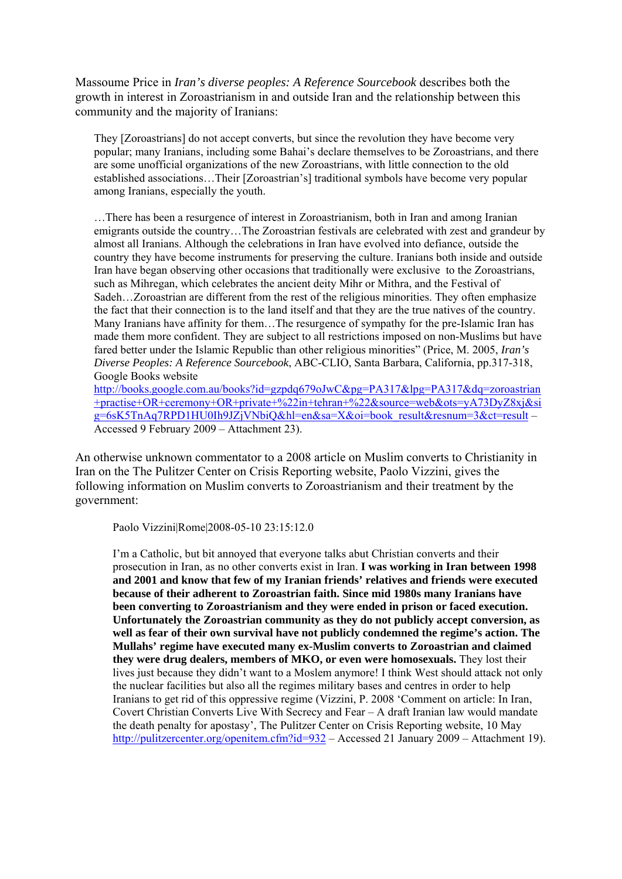Massoume Price in *Iran's diverse peoples: A Reference Sourcebook* describes both the growth in interest in Zoroastrianism in and outside Iran and the relationship between this community and the majority of Iranians:

> They [Zoroastrians] do not accept converts, but since the revolution they have become very popular; many Iranians, including some Bahai's declare themselves to be Zoroastrians, and there are some unofficial organizations of the new Zoroastrians, with little connection to the old established associations…Their [Zoroastrian's] traditional symbols have become very popular among Iranians, especially the youth.
>
> …There has been a resurgence of interest in Zoroastrianism, both in Iran and among Iranian emigrants outside the country…The Zoroastrian festivals are celebrated with zest and grandeur by almost all Iranians. Although the celebrations in Iran have evolved into defiance, outside the country they have become instruments for preserving the culture. Iranians both inside and outside Iran have began observing other occasions that traditionally were exclusive to the Zoroastrians, such as Mihregan, which celebrates the ancient deity Mihr or Mithra, and the Festival of Sadeh…Zoroastrian are different from the rest of the religious minorities. They often emphasize the fact that their connection is to the land itself and that they are the true natives of the country. Many Iranians have affinity for them…The resurgence of sympathy for the pre-Islamic Iran has made them more confident. They are subject to all restrictions imposed on non-Muslims but have fared better under the Islamic Republic than other religious minorities" (Price, M. 2005, *Iran's Diverse Peoples: A Reference Sourcebook*, ABC-CLIO, Santa Barbara, California, pp.317-318, Google Books website http://books.google.com.au/books?id=gzpdq679oJwC&pg=PA317&lpg=PA317&dq=zoroastrian+practise+OR+ceremony+OR+private+%22in+tehran+%22&source=web&ots=yA73DyZ8xj&sig=6sK5TnAq7RPD1HU0Ih9JZjVNbiQ&hl=en&sa=X&oi=book_result&resnum=3&ct=result – Accessed 9 February 2009 – Attachment 23).

An otherwise unknown commentator to a 2008 article on Muslim converts to Christianity in Iran on the The Pulitzer Center on Crisis Reporting website, Paolo Vizzini, gives the following information on Muslim converts to Zoroastrianism and their treatment by the government:

> Paolo Vizzini|Rome|2008-05-10 23:15:12.0
>
> I'm a Catholic, but bit annoyed that everyone talks abut Christian converts and their prosecution in Iran, as no other converts exist in Iran. **I was working in Iran between 1998 and 2001 and know that few of my Iranian friends' relatives and friends were executed because of their adherent to Zoroastrian faith. Since mid 1980s many Iranians have been converting to Zoroastrianism and they were ended in prison or faced execution. Unfortunately the Zoroastrian community as they do not publicly accept conversion, as well as fear of their own survival have not publicly condemned the regime's action. The Mullahs' regime have executed many ex-Muslim converts to Zoroastrian and claimed they were drug dealers, members of MKO, or even were homosexuals.** They lost their lives just because they didn't want to a Moslem anymore! I think West should attack not only the nuclear facilities but also all the regimes military bases and centres in order to help Iranians to get rid of this oppressive regime (Vizzini, P. 2008 'Comment on article: In Iran, Covert Christian Converts Live With Secrecy and Fear – A draft Iranian law would mandate the death penalty for apostasy', The Pulitzer Center on Crisis Reporting website, 10 May http://pulitzercenter.org/openitem.cfm?id=932 – Accessed 21 January 2009 – Attachment 19).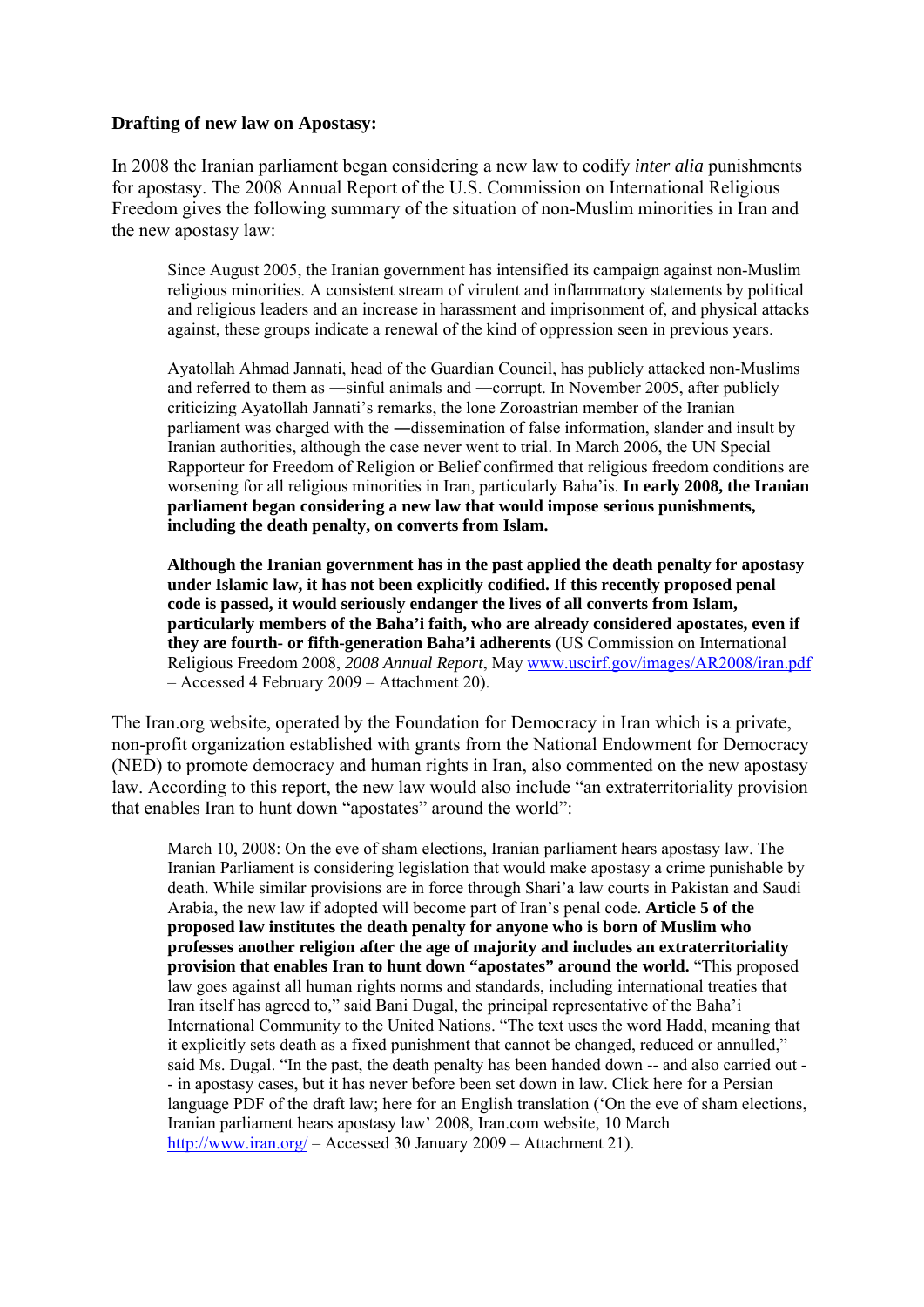**Drafting of new law on Apostasy:**

In 2008 the Iranian parliament began considering a new law to codify *inter alia* punishments for apostasy. The 2008 Annual Report of the U.S. Commission on International Religious Freedom gives the following summary of the situation of non-Muslim minorities in Iran and the new apostasy law:

> Since August 2005, the Iranian government has intensified its campaign against non-Muslim religious minorities. A consistent stream of virulent and inflammatory statements by political and religious leaders and an increase in harassment and imprisonment of, and physical attacks against, these groups indicate a renewal of the kind of oppression seen in previous years.
>
> Ayatollah Ahmad Jannati, head of the Guardian Council, has publicly attacked non-Muslims and referred to them as ―sinful animals and ―corrupt. In November 2005, after publicly criticizing Ayatollah Jannati's remarks, the lone Zoroastrian member of the Iranian parliament was charged with the ―dissemination of false information, slander and insult by Iranian authorities, although the case never went to trial. In March 2006, the UN Special Rapporteur for Freedom of Religion or Belief confirmed that religious freedom conditions are worsening for all religious minorities in Iran, particularly Baha'is. **In early 2008, the Iranian parliament began considering a new law that would impose serious punishments, including the death penalty, on converts from Islam.**
>
> **Although the Iranian government has in the past applied the death penalty for apostasy under Islamic law, it has not been explicitly codified. If this recently proposed penal code is passed, it would seriously endanger the lives of all converts from Islam, particularly members of the Baha'i faith, who are already considered apostates, even if they are fourth- or fifth-generation Baha'i adherents** (US Commission on International Religious Freedom 2008, *2008 Annual Report*, May www.uscirf.gov/images/AR2008/iran.pdf – Accessed 4 February 2009 – Attachment 20).

The Iran.org website, operated by the Foundation for Democracy in Iran which is a private, non-profit organization established with grants from the National Endowment for Democracy (NED) to promote democracy and human rights in Iran, also commented on the new apostasy law. According to this report, the new law would also include "an extraterritoriality provision that enables Iran to hunt down "apostates" around the world":

> March 10, 2008: On the eve of sham elections, Iranian parliament hears apostasy law. The Iranian Parliament is considering legislation that would make apostasy a crime punishable by death. While similar provisions are in force through Shari'a law courts in Pakistan and Saudi Arabia, the new law if adopted will become part of Iran's penal code. **Article 5 of the proposed law institutes the death penalty for anyone who is born of Muslim who professes another religion after the age of majority and includes an extraterritoriality provision that enables Iran to hunt down "apostates" around the world.** "This proposed law goes against all human rights norms and standards, including international treaties that Iran itself has agreed to," said Bani Dugal, the principal representative of the Baha'i International Community to the United Nations. "The text uses the word Hadd, meaning that it explicitly sets death as a fixed punishment that cannot be changed, reduced or annulled," said Ms. Dugal. "In the past, the death penalty has been handed down -- and also carried out -- in apostasy cases, but it has never before been set down in law. Click here for a Persian language PDF of the draft law; here for an English translation ('On the eve of sham elections, Iranian parliament hears apostasy law' 2008, Iran.com website, 10 March http://www.iran.org/ – Accessed 30 January 2009 – Attachment 21).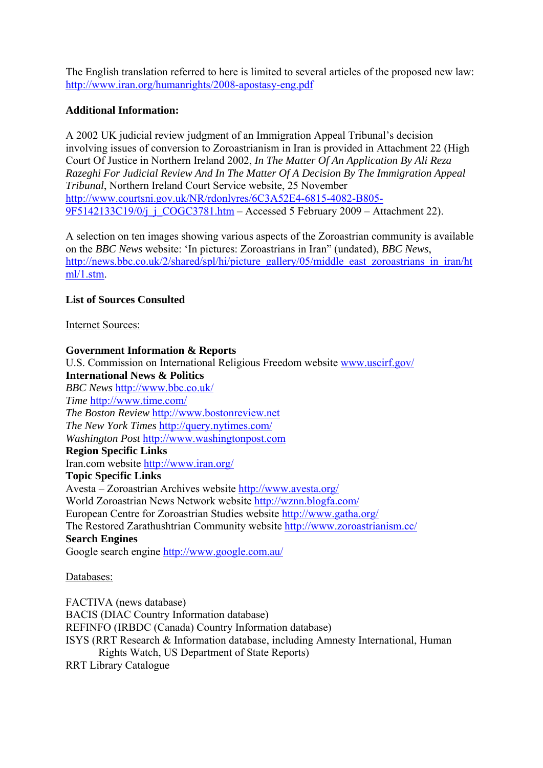The English translation referred to here is limited to several articles of the proposed new law: http://www.iran.org/humanrights/2008-apostasy-eng.pdf

**Additional Information:**

A 2002 UK judicial review judgment of an Immigration Appeal Tribunal's decision involving issues of conversion to Zoroastrianism in Iran is provided in Attachment 22 (High Court Of Justice in Northern Ireland 2002, *In The Matter Of An Application By Ali Reza Razeghi For Judicial Review And In The Matter Of A Decision By The Immigration Appeal Tribunal*, Northern Ireland Court Service website, 25 November http://www.courtsni.gov.uk/NR/rdonlyres/6C3A52E4-6815-4082-B805-9F5142133C19/0/j_j_COGC3781.htm – Accessed 5 February 2009 – Attachment 22).

A selection on ten images showing various aspects of the Zoroastrian community is available on the *BBC News* website: 'In pictures: Zoroastrians in Iran" (undated), *BBC News*, http://news.bbc.co.uk/2/shared/spl/hi/picture_gallery/05/middle_east_zoroastrians_in_iran/html/1.stm.

**List of Sources Consulted**

Internet Sources:

**Government Information & Reports**
U.S. Commission on International Religious Freedom website www.uscirf.gov/
**International News & Politics**
*BBC News* http://www.bbc.co.uk/
*Time* http://www.time.com/
*The Boston Review* http://www.bostonreview.net
*The New York Times* http://query.nytimes.com/
*Washington Post* http://www.washingtonpost.com
**Region Specific Links**
Iran.com website http://www.iran.org/
**Topic Specific Links**
Avesta – Zoroastrian Archives website http://www.avesta.org/
World Zoroastrian News Network website http://wznn.blogfa.com/
European Centre for Zoroastrian Studies website http://www.gatha.org/
The Restored Zarathushtrian Community website http://www.zoroastrianism.cc/
**Search Engines**
Google search engine http://www.google.com.au/

Databases:

FACTIVA (news database)
BACIS (DIAC Country Information database)
REFINFO (IRBDC (Canada) Country Information database)
ISYS (RRT Research & Information database, including Amnesty International, Human Rights Watch, US Department of State Reports)
RRT Library Catalogue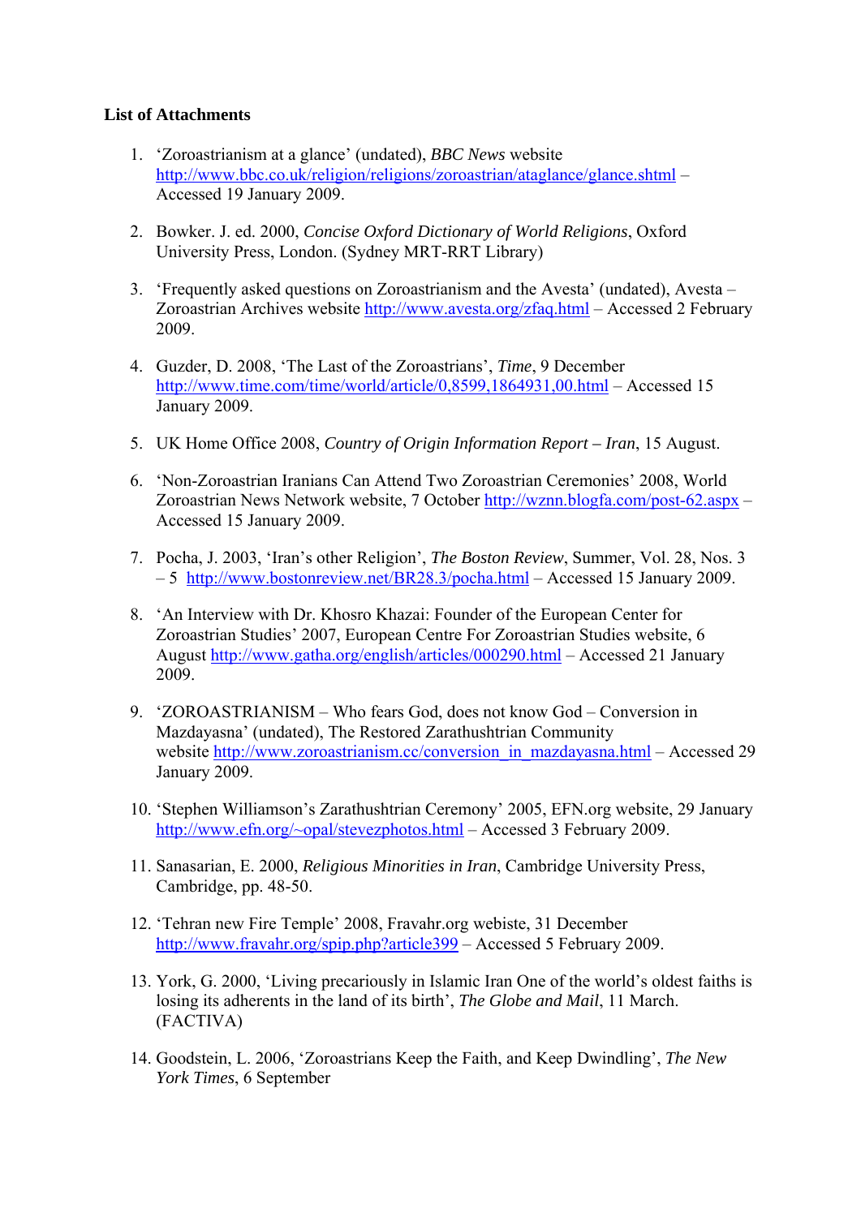**List of Attachments**

1. 'Zoroastrianism at a glance' (undated), *BBC News* website http://www.bbc.co.uk/religion/religions/zoroastrian/ataglance/glance.shtml – Accessed 19 January 2009.

2. Bowker. J. ed. 2000, *Concise Oxford Dictionary of World Religions*, Oxford University Press, London. (Sydney MRT-RRT Library)

3. 'Frequently asked questions on Zoroastrianism and the Avesta' (undated), Avesta – Zoroastrian Archives website http://www.avesta.org/zfaq.html – Accessed 2 February 2009.

4. Guzder, D. 2008, 'The Last of the Zoroastrians', *Time*, 9 December http://www.time.com/time/world/article/0,8599,1864931,00.html – Accessed 15 January 2009.

5. UK Home Office 2008, *Country of Origin Information Report – Iran*, 15 August.

6. 'Non-Zoroastrian Iranians Can Attend Two Zoroastrian Ceremonies' 2008, World Zoroastrian News Network website, 7 October http://wznn.blogfa.com/post-62.aspx – Accessed 15 January 2009.

7. Pocha, J. 2003, 'Iran's other Religion', *The Boston Review*, Summer, Vol. 28, Nos. 3 – 5 http://www.bostonreview.net/BR28.3/pocha.html – Accessed 15 January 2009.

8. 'An Interview with Dr. Khosro Khazai: Founder of the European Center for Zoroastrian Studies' 2007, European Centre For Zoroastrian Studies website, 6 August http://www.gatha.org/english/articles/000290.html – Accessed 21 January 2009.

9. 'ZOROASTRIANISM – Who fears God, does not know God – Conversion in Mazdayasna' (undated), The Restored Zarathushtrian Community website http://www.zoroastrianism.cc/conversion_in_mazdayasna.html – Accessed 29 January 2009.

10. 'Stephen Williamson's Zarathushtrian Ceremony' 2005, EFN.org website, 29 January http://www.efn.org/~opal/stevezphotos.html – Accessed 3 February 2009.

11. Sanasarian, E. 2000, *Religious Minorities in Iran*, Cambridge University Press, Cambridge, pp. 48-50.

12. 'Tehran new Fire Temple' 2008, Fravahr.org webiste, 31 December http://www.fravahr.org/spip.php?article399 – Accessed 5 February 2009.

13. York, G. 2000, 'Living precariously in Islamic Iran One of the world's oldest faiths is losing its adherents in the land of its birth', *The Globe and Mail*, 11 March. (FACTIVA)

14. Goodstein, L. 2006, 'Zoroastrians Keep the Faith, and Keep Dwindling', *The New York Times*, 6 September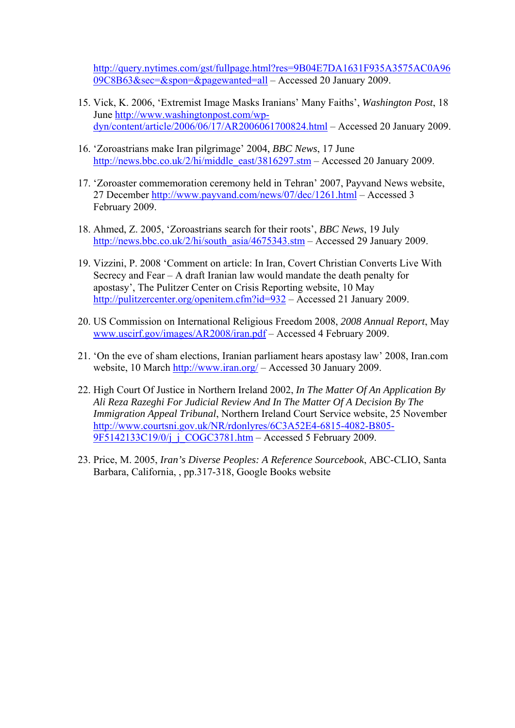http://query.nytimes.com/gst/fullpage.html?res=9B04E7DA1631F935A3575AC0A9609C8B63&sec=&spon=&pagewanted=all – Accessed 20 January 2009.

15. Vick, K. 2006, 'Extremist Image Masks Iranians' Many Faiths', *Washington Post*, 18 June http://www.washingtonpost.com/wp-dyn/content/article/2006/06/17/AR2006061700824.html – Accessed 20 January 2009.

16. 'Zoroastrians make Iran pilgrimage' 2004, *BBC News*, 17 June http://news.bbc.co.uk/2/hi/middle_east/3816297.stm – Accessed 20 January 2009.

17. 'Zoroaster commemoration ceremony held in Tehran' 2007, Payvand News website, 27 December http://www.payvand.com/news/07/dec/1261.html – Accessed 3 February 2009.

18. Ahmed, Z. 2005, 'Zoroastrians search for their roots', *BBC News*, 19 July http://news.bbc.co.uk/2/hi/south_asia/4675343.stm – Accessed 29 January 2009.

19. Vizzini, P. 2008 'Comment on article: In Iran, Covert Christian Converts Live With Secrecy and Fear – A draft Iranian law would mandate the death penalty for apostasy', The Pulitzer Center on Crisis Reporting website, 10 May http://pulitzercenter.org/openitem.cfm?id=932 – Accessed 21 January 2009.

20. US Commission on International Religious Freedom 2008, *2008 Annual Report*, May www.uscirf.gov/images/AR2008/iran.pdf – Accessed 4 February 2009.

21. 'On the eve of sham elections, Iranian parliament hears apostasy law' 2008, Iran.com website, 10 March http://www.iran.org/ – Accessed 30 January 2009.

22. High Court Of Justice in Northern Ireland 2002, *In The Matter Of An Application By Ali Reza Razeghi For Judicial Review And In The Matter Of A Decision By The Immigration Appeal Tribunal*, Northern Ireland Court Service website, 25 November http://www.courtsni.gov.uk/NR/rdonlyres/6C3A52E4-6815-4082-B805-9F5142133C19/0/j_j_COGC3781.htm – Accessed 5 February 2009.

23. Price, M. 2005, *Iran's Diverse Peoples: A Reference Sourcebook*, ABC-CLIO, Santa Barbara, California, , pp.317-318, Google Books website